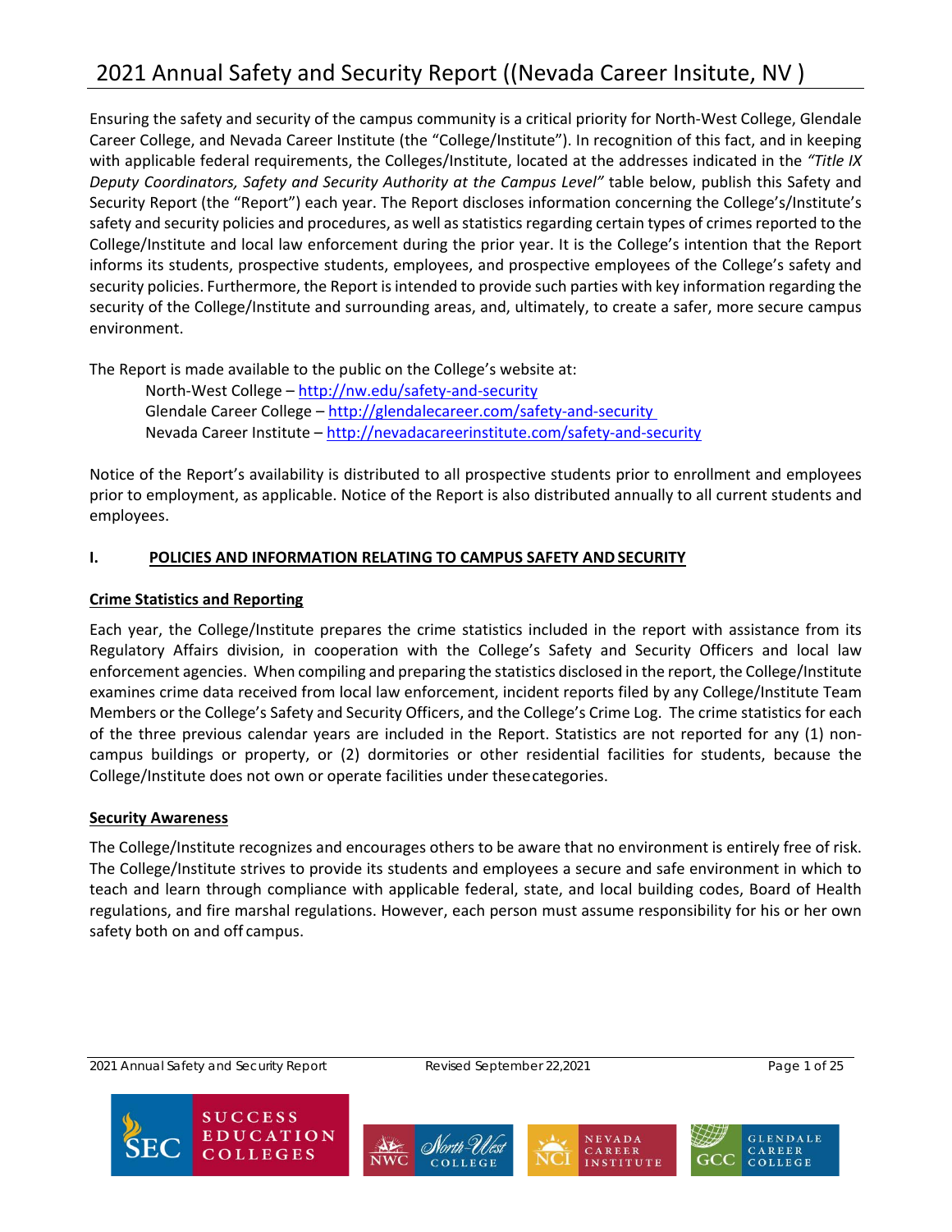# 2021 Annual Safety and Security Report ((Nevada Career Insitute, NV )

Ensuring the safety and security of the campus community is a critical priority for North-West College, Glendale Career College, and Nevada Career Institute (the "College/Institute"). In recognition of this fact, and in keeping with applicable federal requirements, the Colleges/Institute, located at the addresses indicated in the *"Title IX Deputy Coordinators, Safety and Security Authority at the Campus Level"* table below, publish this Safety and Security Report (the "Report") each year. The Report discloses information concerning the College's/Institute's safety and security policies and procedures, as well as statistics regarding certain types of crimes reported to the College/Institute and local law enforcement during the prior year. It is the College's intention that the Report informs its students, prospective students, employees, and prospective employees of the College's safety and security policies. Furthermore, the Report is intended to provide such parties with key information regarding the security of the College/Institute and surrounding areas, and, ultimately, to create a safer, more secure campus environment.

The Report is made available to the public on the College's website at:

North-West College – http://nw.edu/safety-and-security
Glendale Career College – http://glendalecareer.com/safety-and-security
Nevada Career Institute – http://nevadacareerinstitute.com/safety-and-security

Notice of the Report's availability is distributed to all prospective students prior to enrollment and employees prior to employment, as applicable. Notice of the Report is also distributed annually to all current students and employees.

## I. POLICIES AND INFORMATION RELATING TO CAMPUS SAFETY AND SECURITY

### Crime Statistics and Reporting

Each year, the College/Institute prepares the crime statistics included in the report with assistance from its Regulatory Affairs division, in cooperation with the College's Safety and Security Officers and local law enforcement agencies. When compiling and preparing the statistics disclosed in the report, the College/Institute examines crime data received from local law enforcement, incident reports filed by any College/Institute Team Members or the College's Safety and Security Officers, and the College's Crime Log. The crime statistics for each of the three previous calendar years are included in the Report. Statistics are not reported for any (1) non-campus buildings or property, or (2) dormitories or other residential facilities for students, because the College/Institute does not own or operate facilities under these categories.

### Security Awareness

The College/Institute recognizes and encourages others to be aware that no environment is entirely free of risk. The College/Institute strives to provide its students and employees a secure and safe environment in which to teach and learn through compliance with applicable federal, state, and local building codes, Board of Health regulations, and fire marshal regulations. However, each person must assume responsibility for his or her own safety both on and off campus.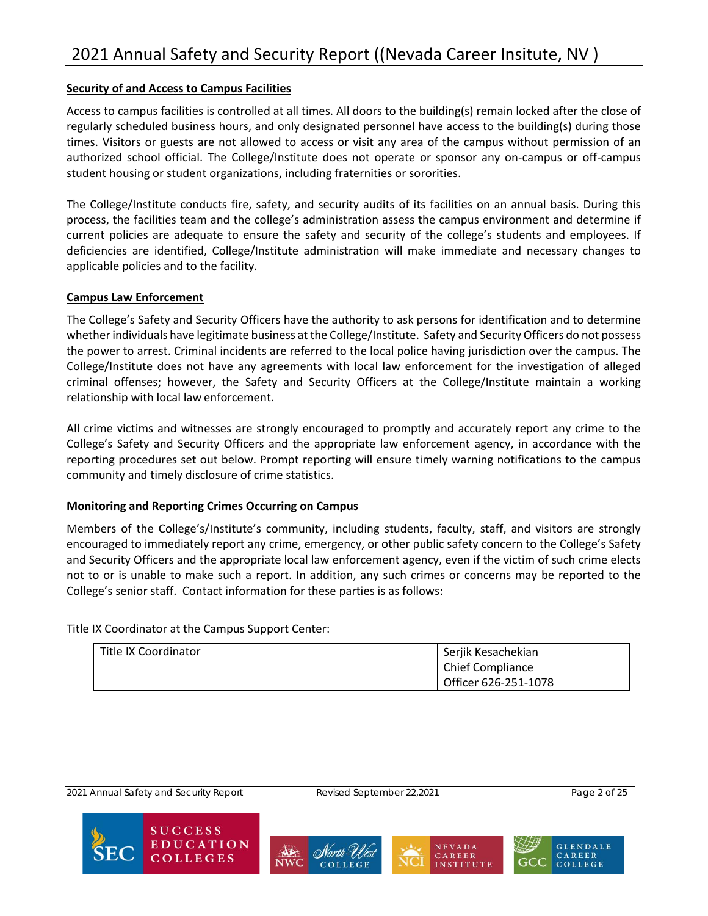**Security of and Access to Campus Facilities**

Access to campus facilities is controlled at all times. All doors to the building(s) remain locked after the close of regularly scheduled business hours, and only designated personnel have access to the building(s) during those times. Visitors or guests are not allowed to access or visit any area of the campus without permission of an authorized school official. The College/Institute does not operate or sponsor any on-campus or off-campus student housing or student organizations, including fraternities or sororities.

The College/Institute conducts fire, safety, and security audits of its facilities on an annual basis. During this process, the facilities team and the college's administration assess the campus environment and determine if current policies are adequate to ensure the safety and security of the college's students and employees. If deficiencies are identified, College/Institute administration will make immediate and necessary changes to applicable policies and to the facility.

**Campus Law Enforcement**

The College's Safety and Security Officers have the authority to ask persons for identification and to determine whether individuals have legitimate business at the College/Institute. Safety and Security Officers do not possess the power to arrest. Criminal incidents are referred to the local police having jurisdiction over the campus. The College/Institute does not have any agreements with local law enforcement for the investigation of alleged criminal offenses; however, the Safety and Security Officers at the College/Institute maintain a working relationship with local law enforcement.

All crime victims and witnesses are strongly encouraged to promptly and accurately report any crime to the College's Safety and Security Officers and the appropriate law enforcement agency, in accordance with the reporting procedures set out below. Prompt reporting will ensure timely warning notifications to the campus community and timely disclosure of crime statistics.

**Monitoring and Reporting Crimes Occurring on Campus**

Members of the College's/Institute's community, including students, faculty, staff, and visitors are strongly encouraged to immediately report any crime, emergency, or other public safety concern to the College's Safety and Security Officers and the appropriate local law enforcement agency, even if the victim of such crime elects not to or is unable to make such a report. In addition, any such crimes or concerns may be reported to the College's senior staff. Contact information for these parties is as follows:

Title IX Coordinator at the Campus Support Center:

| Title IX Coordinator | Serjik Kesachekian<br>Chief Compliance<br>Officer 626-251-1078 |
|---|---|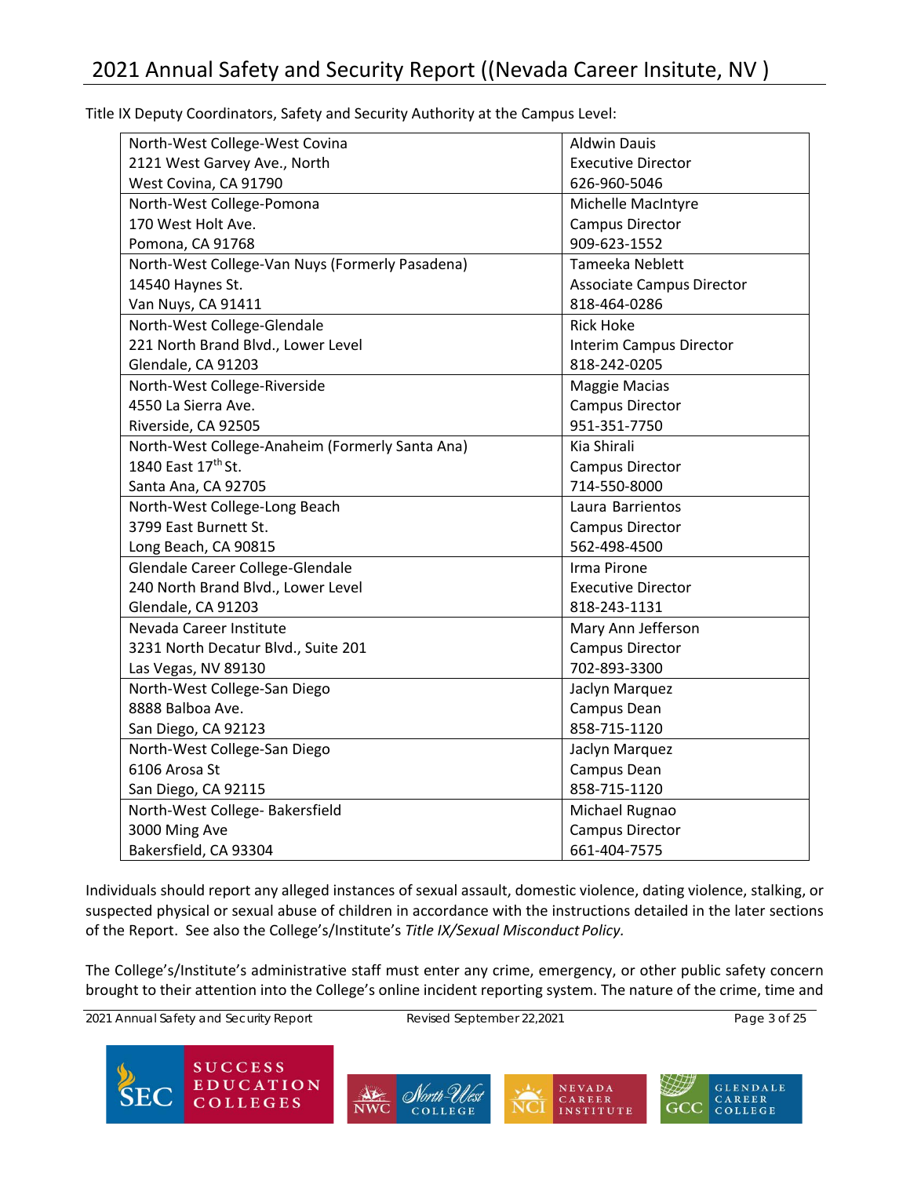Title IX Deputy Coordinators, Safety and Security Authority at the Campus Level:

| Campus | Contact |
|---|---|
| North-West College-West Covina<br>2121 West Garvey Ave., North<br>West Covina, CA 91790 | Aldwin Dauis<br>Executive Director<br>626-960-5046 |
| North-West College-Pomona<br>170 West Holt Ave.<br>Pomona, CA 91768 | Michelle MacIntyre<br>Campus Director<br>909-623-1552 |
| North-West College-Van Nuys (Formerly Pasadena)<br>14540 Haynes St.<br>Van Nuys, CA 91411 | Tameeka Neblett<br>Associate Campus Director<br>818-464-0286 |
| North-West College-Glendale<br>221 North Brand Blvd., Lower Level<br>Glendale, CA 91203 | Rick Hoke<br>Interim Campus Director<br>818-242-0205 |
| North-West College-Riverside<br>4550 La Sierra Ave.<br>Riverside, CA 92505 | Maggie Macias<br>Campus Director<br>951-351-7750 |
| North-West College-Anaheim (Formerly Santa Ana)<br>1840 East 17th St.<br>Santa Ana, CA 92705 | Kia Shirali<br>Campus Director<br>714-550-8000 |
| North-West College-Long Beach<br>3799 East Burnett St.<br>Long Beach, CA 90815 | Laura Barrientos<br>Campus Director<br>562-498-4500 |
| Glendale Career College-Glendale<br>240 North Brand Blvd., Lower Level<br>Glendale, CA 91203 | Irma Pirone<br>Executive Director<br>818-243-1131 |
| Nevada Career Institute<br>3231 North Decatur Blvd., Suite 201<br>Las Vegas, NV 89130 | Mary Ann Jefferson<br>Campus Director<br>702-893-3300 |
| North-West College-San Diego<br>8888 Balboa Ave.<br>San Diego, CA 92123 | Jaclyn Marquez<br>Campus Dean<br>858-715-1120 |
| North-West College-San Diego<br>6106 Arosa St<br>San Diego, CA 92115 | Jaclyn Marquez<br>Campus Dean<br>858-715-1120 |
| North-West College- Bakersfield<br>3000 Ming Ave<br>Bakersfield, CA 93304 | Michael Rugnao<br>Campus Director<br>661-404-7575 |

Individuals should report any alleged instances of sexual assault, domestic violence, dating violence, stalking, or suspected physical or sexual abuse of children in accordance with the instructions detailed in the later sections of the Report. See also the College's/Institute's *Title IX/Sexual Misconduct Policy.*

The College's/Institute's administrative staff must enter any crime, emergency, or other public safety concern brought to their attention into the College's online incident reporting system. The nature of the crime, time and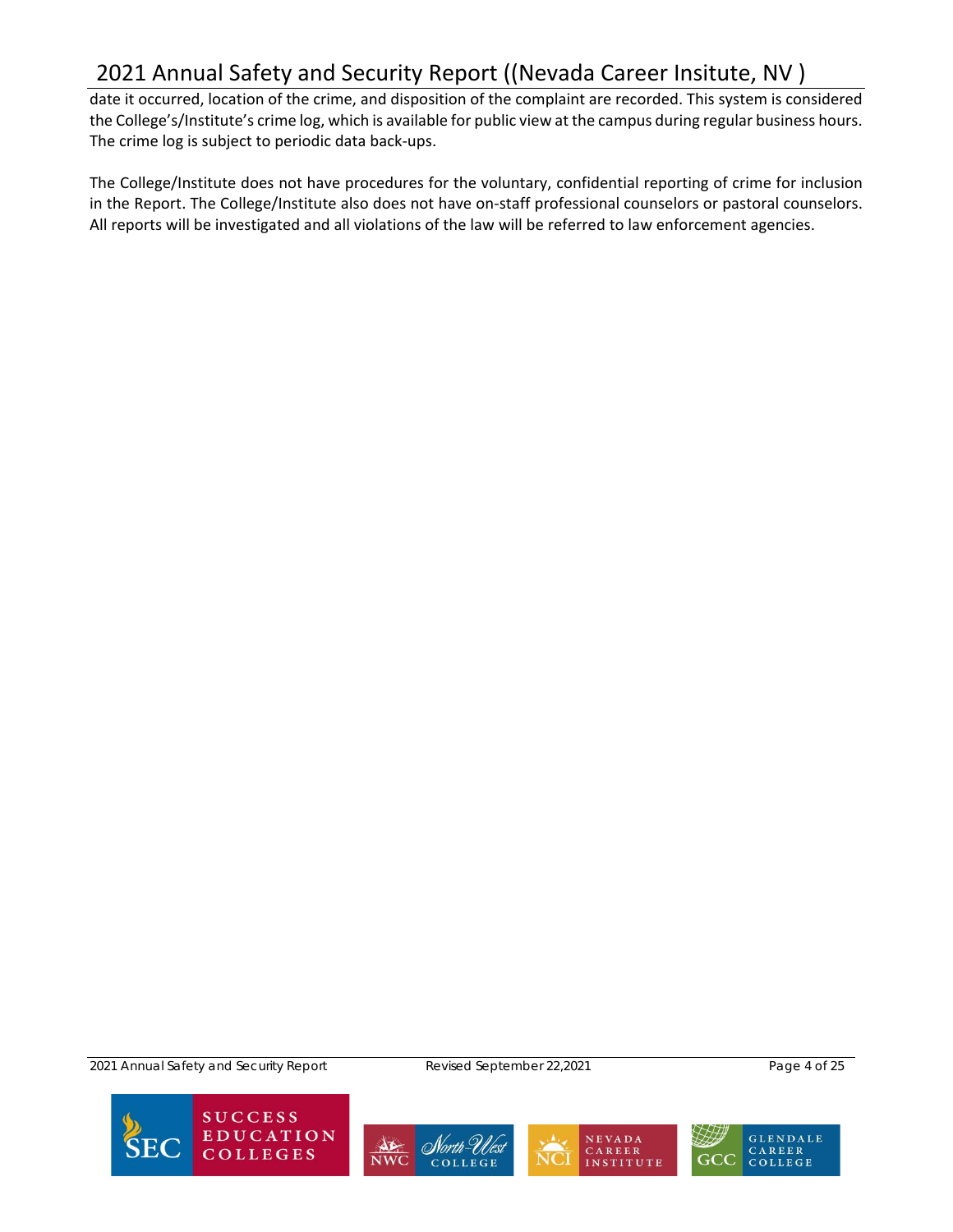date it occurred, location of the crime, and disposition of the complaint are recorded. This system is considered the College's/Institute's crime log, which is available for public view at the campus during regular business hours. The crime log is subject to periodic data back-ups.

The College/Institute does not have procedures for the voluntary, confidential reporting of crime for inclusion in the Report. The College/Institute also does not have on-staff professional counselors or pastoral counselors. All reports will be investigated and all violations of the law will be referred to law enforcement agencies.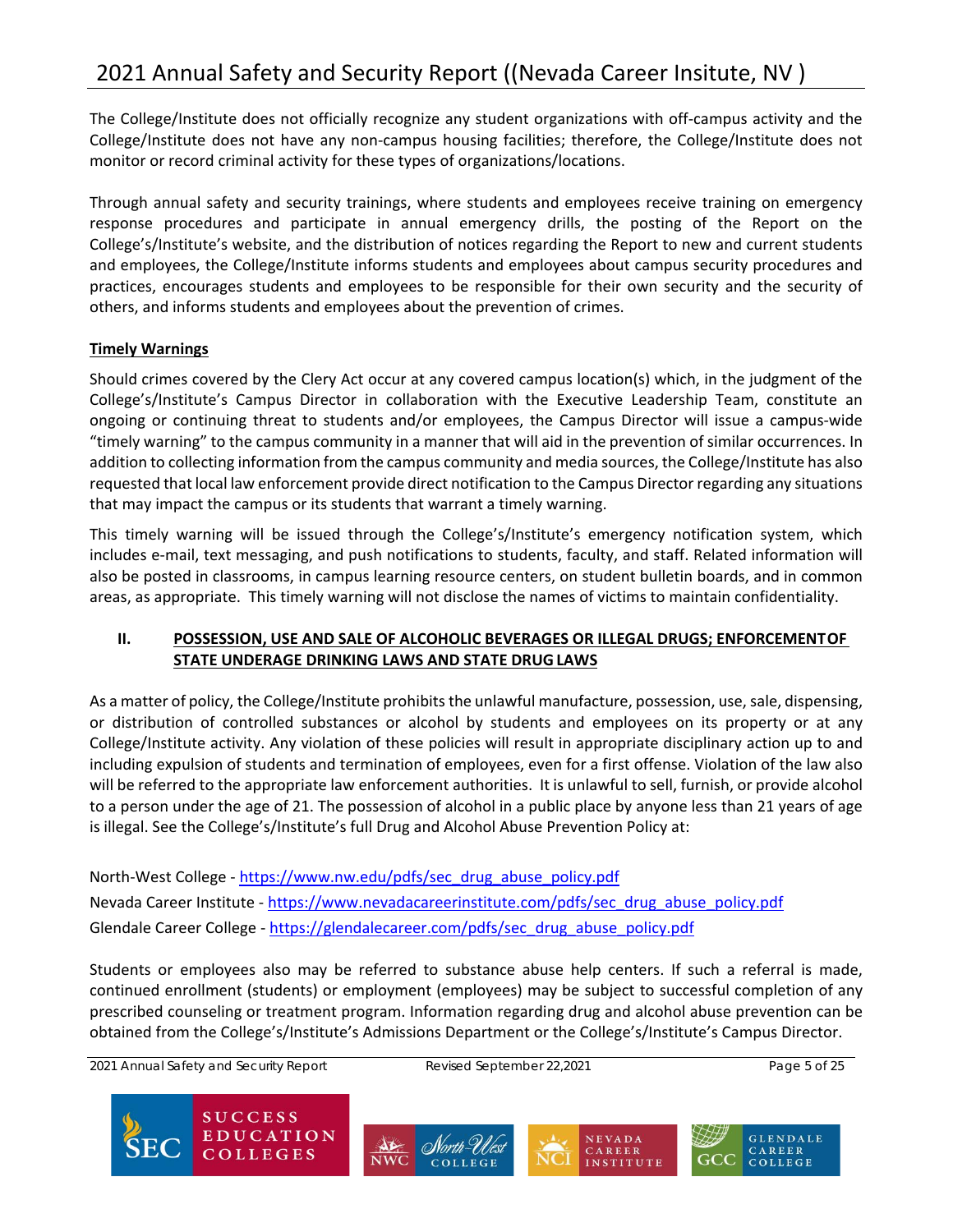The College/Institute does not officially recognize any student organizations with off-campus activity and the College/Institute does not have any non-campus housing facilities; therefore, the College/Institute does not monitor or record criminal activity for these types of organizations/locations.

Through annual safety and security trainings, where students and employees receive training on emergency response procedures and participate in annual emergency drills, the posting of the Report on the College's/Institute's website, and the distribution of notices regarding the Report to new and current students and employees, the College/Institute informs students and employees about campus security procedures and practices, encourages students and employees to be responsible for their own security and the security of others, and informs students and employees about the prevention of crimes.

**Timely Warnings**

Should crimes covered by the Clery Act occur at any covered campus location(s) which, in the judgment of the College's/Institute's Campus Director in collaboration with the Executive Leadership Team, constitute an ongoing or continuing threat to students and/or employees, the Campus Director will issue a campus-wide "timely warning" to the campus community in a manner that will aid in the prevention of similar occurrences. In addition to collecting information from the campus community and media sources, the College/Institute has also requested that local law enforcement provide direct notification to the Campus Director regarding any situations that may impact the campus or its students that warrant a timely warning.

This timely warning will be issued through the College's/Institute's emergency notification system, which includes e-mail, text messaging, and push notifications to students, faculty, and staff. Related information will also be posted in classrooms, in campus learning resource centers, on student bulletin boards, and in common areas, as appropriate. This timely warning will not disclose the names of victims to maintain confidentiality.

## II. POSSESSION, USE AND SALE OF ALCOHOLIC BEVERAGES OR ILLEGAL DRUGS; ENFORCEMENT OF STATE UNDERAGE DRINKING LAWS AND STATE DRUG LAWS

As a matter of policy, the College/Institute prohibits the unlawful manufacture, possession, use, sale, dispensing, or distribution of controlled substances or alcohol by students and employees on its property or at any College/Institute activity. Any violation of these policies will result in appropriate disciplinary action up to and including expulsion of students and termination of employees, even for a first offense. Violation of the law also will be referred to the appropriate law enforcement authorities. It is unlawful to sell, furnish, or provide alcohol to a person under the age of 21. The possession of alcohol in a public place by anyone less than 21 years of age is illegal. See the College's/Institute's full Drug and Alcohol Abuse Prevention Policy at:

North-West College - https://www.nw.edu/pdfs/sec_drug_abuse_policy.pdf
Nevada Career Institute - https://www.nevadacareerinstitute.com/pdfs/sec_drug_abuse_policy.pdf
Glendale Career College - https://glendalecareer.com/pdfs/sec_drug_abuse_policy.pdf

Students or employees also may be referred to substance abuse help centers. If such a referral is made, continued enrollment (students) or employment (employees) may be subject to successful completion of any prescribed counseling or treatment program. Information regarding drug and alcohol abuse prevention can be obtained from the College's/Institute's Admissions Department or the College's/Institute's Campus Director.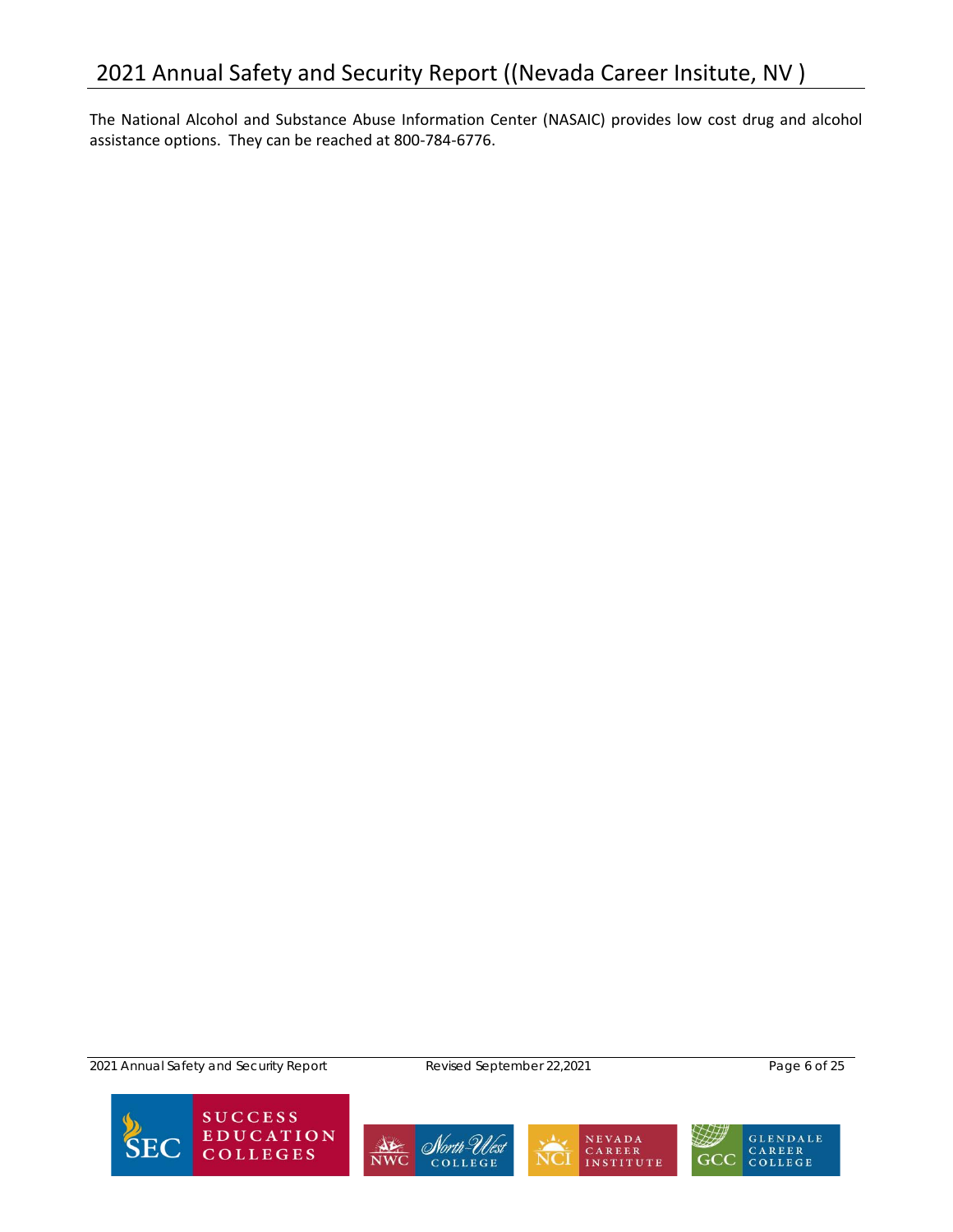The National Alcohol and Substance Abuse Information Center (NASAIC) provides low cost drug and alcohol assistance options. They can be reached at 800-784-6776.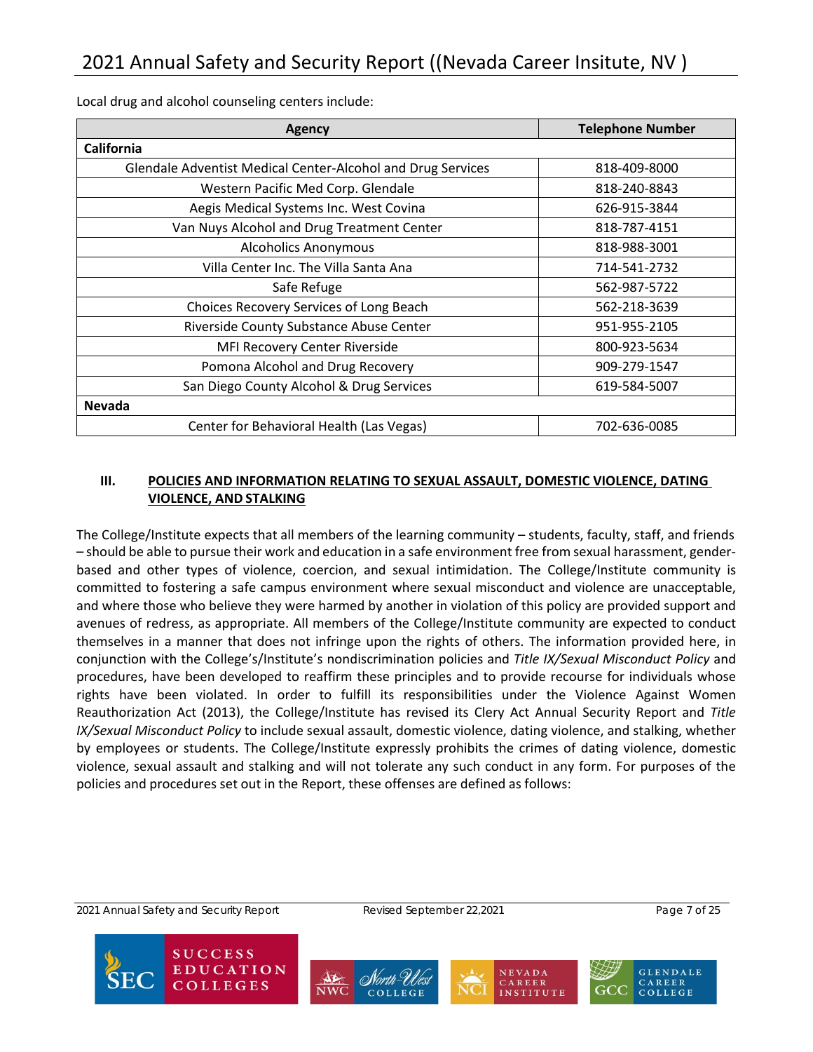Local drug and alcohol counseling centers include:

| Agency | Telephone Number |
|---|---|
| **California** | |
| Glendale Adventist Medical Center-Alcohol and Drug Services | 818-409-8000 |
| Western Pacific Med Corp. Glendale | 818-240-8843 |
| Aegis Medical Systems Inc. West Covina | 626-915-3844 |
| Van Nuys Alcohol and Drug Treatment Center | 818-787-4151 |
| Alcoholics Anonymous | 818-988-3001 |
| Villa Center Inc. The Villa Santa Ana | 714-541-2732 |
| Safe Refuge | 562-987-5722 |
| Choices Recovery Services of Long Beach | 562-218-3639 |
| Riverside County Substance Abuse Center | 951-955-2105 |
| MFI Recovery Center Riverside | 800-923-5634 |
| Pomona Alcohol and Drug Recovery | 909-279-1547 |
| San Diego County Alcohol & Drug Services | 619-584-5007 |
| **Nevada** | |
| Center for Behavioral Health (Las Vegas) | 702-636-0085 |

## III. POLICIES AND INFORMATION RELATING TO SEXUAL ASSAULT, DOMESTIC VIOLENCE, DATING VIOLENCE, AND STALKING

The College/Institute expects that all members of the learning community – students, faculty, staff, and friends – should be able to pursue their work and education in a safe environment free from sexual harassment, gender-based and other types of violence, coercion, and sexual intimidation. The College/Institute community is committed to fostering a safe campus environment where sexual misconduct and violence are unacceptable, and where those who believe they were harmed by another in violation of this policy are provided support and avenues of redress, as appropriate. All members of the College/Institute community are expected to conduct themselves in a manner that does not infringe upon the rights of others. The information provided here, in conjunction with the College's/Institute's nondiscrimination policies and *Title IX/Sexual Misconduct Policy* and procedures, have been developed to reaffirm these principles and to provide recourse for individuals whose rights have been violated. In order to fulfill its responsibilities under the Violence Against Women Reauthorization Act (2013), the College/Institute has revised its Clery Act Annual Security Report and *Title IX/Sexual Misconduct Policy* to include sexual assault, domestic violence, dating violence, and stalking, whether by employees or students. The College/Institute expressly prohibits the crimes of dating violence, domestic violence, sexual assault and stalking and will not tolerate any such conduct in any form. For purposes of the policies and procedures set out in the Report, these offenses are defined as follows: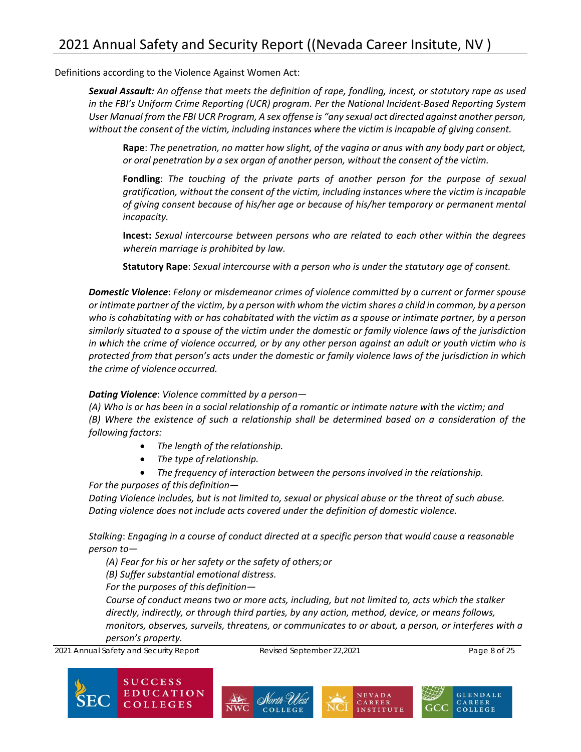Definitions according to the Violence Against Women Act:

***Sexual Assault:*** *An offense that meets the definition of rape, fondling, incest, or statutory rape as used in the FBI's Uniform Crime Reporting (UCR) program. Per the National Incident-Based Reporting System User Manual from the FBI UCR Program, A sex offense is "any sexual act directed against another person, without the consent of the victim, including instances where the victim is incapable of giving consent.*

> **Rape**: *The penetration, no matter how slight, of the vagina or anus with any body part or object, or oral penetration by a sex organ of another person, without the consent of the victim.*
>
> **Fondling**: *The touching of the private parts of another person for the purpose of sexual gratification, without the consent of the victim, including instances where the victim is incapable of giving consent because of his/her age or because of his/her temporary or permanent mental incapacity.*
>
> **Incest:** *Sexual intercourse between persons who are related to each other within the degrees wherein marriage is prohibited by law.*
>
> **Statutory Rape**: *Sexual intercourse with a person who is under the statutory age of consent.*

***Domestic Violence***: *Felony or misdemeanor crimes of violence committed by a current or former spouse or intimate partner of the victim, by a person with whom the victim shares a child in common, by a person who is cohabitating with or has cohabitated with the victim as a spouse or intimate partner, by a person similarly situated to a spouse of the victim under the domestic or family violence laws of the jurisdiction in which the crime of violence occurred, or by any other person against an adult or youth victim who is protected from that person's acts under the domestic or family violence laws of the jurisdiction in which the crime of violence occurred.*

***Dating Violence***: *Violence committed by a person—*
*(A) Who is or has been in a social relationship of a romantic or intimate nature with the victim; and*
*(B) Where the existence of such a relationship shall be determined based on a consideration of the following factors:*

- *The length of the relationship.*
- *The type of relationship.*
- *The frequency of interaction between the persons involved in the relationship.*

*For the purposes of this definition—*
*Dating Violence includes, but is not limited to, sexual or physical abuse or the threat of such abuse.*
*Dating violence does not include acts covered under the definition of domestic violence.*

*Stalking*: *Engaging in a course of conduct directed at a specific person that would cause a reasonable person to—*

> *(A) Fear for his or her safety or the safety of others; or*
> *(B) Suffer substantial emotional distress.*
> *For the purposes of this definition—*
> *Course of conduct means two or more acts, including, but not limited to, acts which the stalker directly, indirectly, or through third parties, by any action, method, device, or means follows, monitors, observes, surveils, threatens, or communicates to or about, a person, or interferes with a person's property.*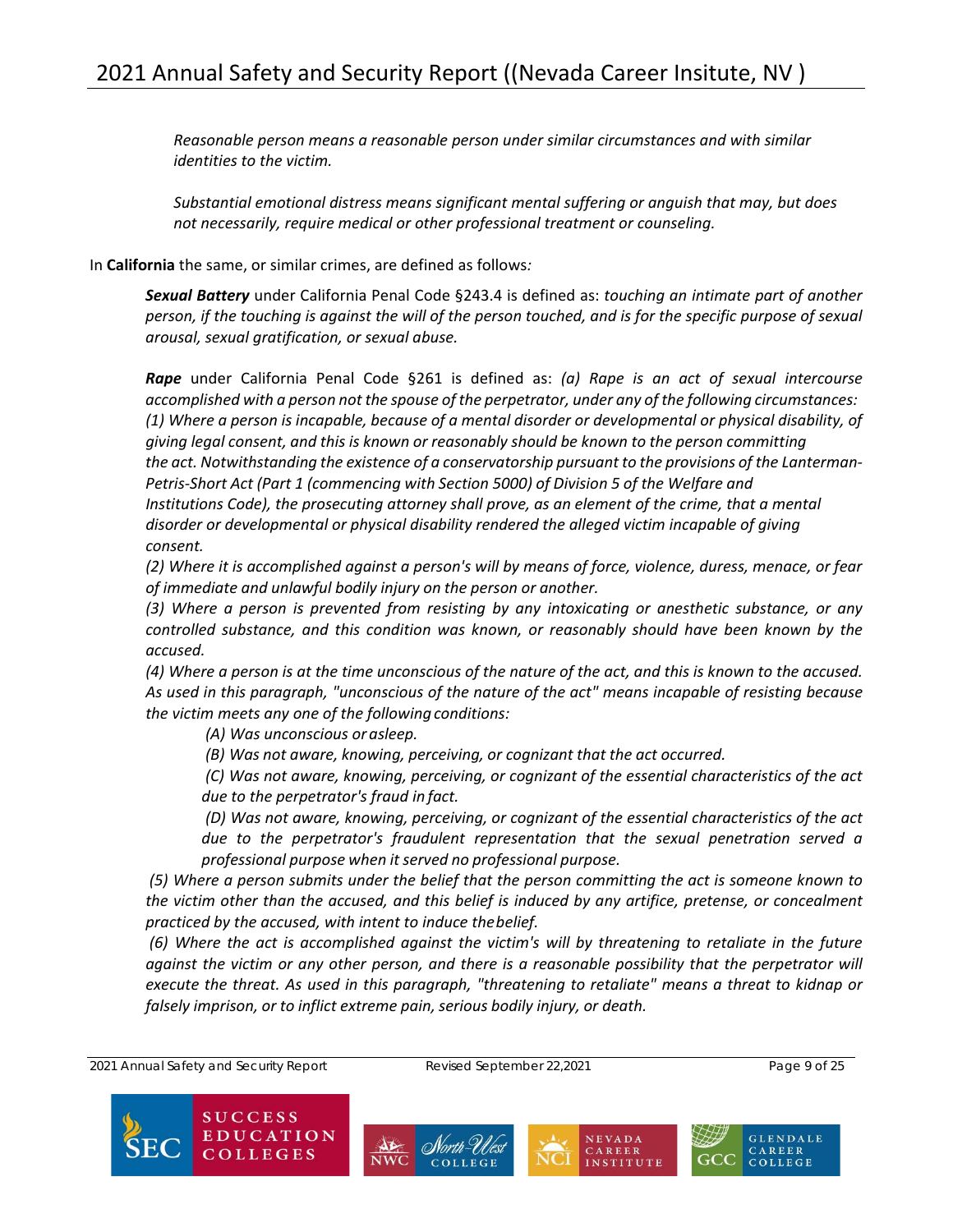*Reasonable person means a reasonable person under similar circumstances and with similar identities to the victim.*

*Substantial emotional distress means significant mental suffering or anguish that may, but does not necessarily, require medical or other professional treatment or counseling.*

In **California** the same, or similar crimes, are defined as follows*:*

***Sexual Battery*** under California Penal Code §243.4 is defined as: *touching an intimate part of another person, if the touching is against the will of the person touched, and is for the specific purpose of sexual arousal, sexual gratification, or sexual abuse.*

***Rape*** under California Penal Code §261 is defined as: *(a) Rape is an act of sexual intercourse accomplished with a person not the spouse of the perpetrator, under any of the following circumstances: (1) Where a person is incapable, because of a mental disorder or developmental or physical disability, of giving legal consent, and this is known or reasonably should be known to the person committing the act. Notwithstanding the existence of a conservatorship pursuant to the provisions of the Lanterman-Petris-Short Act (Part 1 (commencing with Section 5000) of Division 5 of the Welfare and Institutions Code), the prosecuting attorney shall prove, as an element of the crime, that a mental disorder or developmental or physical disability rendered the alleged victim incapable of giving consent.*

*(2) Where it is accomplished against a person's will by means of force, violence, duress, menace, or fear of immediate and unlawful bodily injury on the person or another.*

*(3) Where a person is prevented from resisting by any intoxicating or anesthetic substance, or any controlled substance, and this condition was known, or reasonably should have been known by the accused.*

*(4) Where a person is at the time unconscious of the nature of the act, and this is known to the accused. As used in this paragraph, "unconscious of the nature of the act" means incapable of resisting because the victim meets any one of the following conditions:*

*(A) Was unconscious or asleep.*

*(B) Was not aware, knowing, perceiving, or cognizant that the act occurred.*

*(C) Was not aware, knowing, perceiving, or cognizant of the essential characteristics of the act due to the perpetrator's fraud in fact.*

*(D) Was not aware, knowing, perceiving, or cognizant of the essential characteristics of the act due to the perpetrator's fraudulent representation that the sexual penetration served a professional purpose when it served no professional purpose.*

*(5) Where a person submits under the belief that the person committing the act is someone known to the victim other than the accused, and this belief is induced by any artifice, pretense, or concealment practiced by the accused, with intent to induce the belief.*

*(6) Where the act is accomplished against the victim's will by threatening to retaliate in the future against the victim or any other person, and there is a reasonable possibility that the perpetrator will execute the threat. As used in this paragraph, "threatening to retaliate" means a threat to kidnap or falsely imprison, or to inflict extreme pain, serious bodily injury, or death.*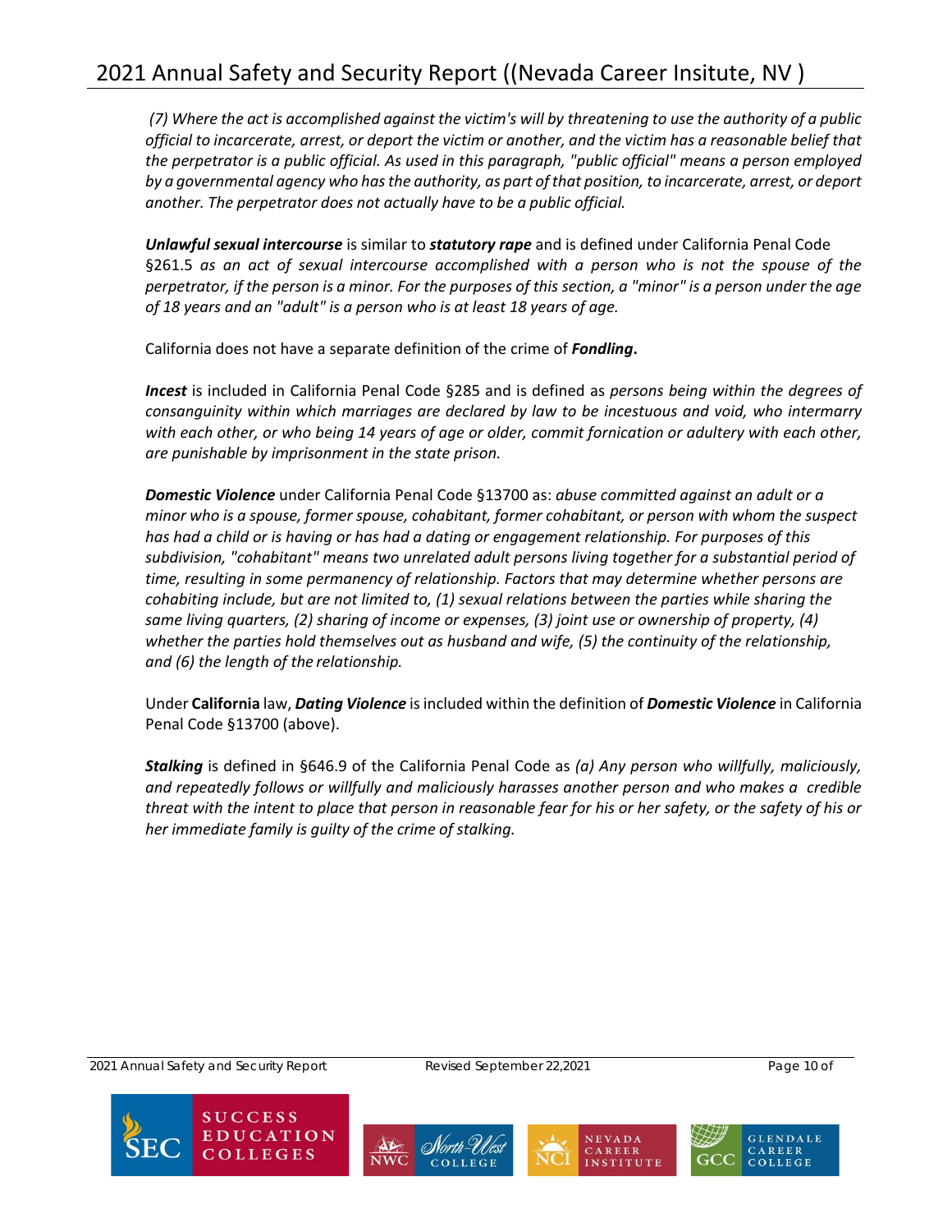*(7) Where the act is accomplished against the victim's will by threatening to use the authority of a public official to incarcerate, arrest, or deport the victim or another, and the victim has a reasonable belief that the perpetrator is a public official. As used in this paragraph, "public official" means a person employed by a governmental agency who has the authority, as part of that position, to incarcerate, arrest, or deport another. The perpetrator does not actually have to be a public official.*

***Unlawful sexual intercourse*** is similar to ***statutory rape*** and is defined under California Penal Code §261.5 *as an act of sexual intercourse accomplished with a person who is not the spouse of the perpetrator, if the person is a minor. For the purposes of this section, a "minor" is a person under the age of 18 years and an "adult" is a person who is at least 18 years of age.*

California does not have a separate definition of the crime of ***Fondling*.**

***Incest*** is included in California Penal Code §285 and is defined as *persons being within the degrees of consanguinity within which marriages are declared by law to be incestuous and void, who intermarry with each other, or who being 14 years of age or older, commit fornication or adultery with each other, are punishable by imprisonment in the state prison.*

***Domestic Violence*** under California Penal Code §13700 as: *abuse committed against an adult or a minor who is a spouse, former spouse, cohabitant, former cohabitant, or person with whom the suspect has had a child or is having or has had a dating or engagement relationship. For purposes of this subdivision, "cohabitant" means two unrelated adult persons living together for a substantial period of time, resulting in some permanency of relationship. Factors that may determine whether persons are cohabiting include, but are not limited to, (1) sexual relations between the parties while sharing the same living quarters, (2) sharing of income or expenses, (3) joint use or ownership of property, (4) whether the parties hold themselves out as husband and wife, (5) the continuity of the relationship, and (6) the length of the relationship.*

Under **California** law, ***Dating Violence*** is included within the definition of ***Domestic Violence*** in California Penal Code §13700 (above).

***Stalking*** is defined in §646.9 of the California Penal Code as *(a) Any person who willfully, maliciously, and repeatedly follows or willfully and maliciously harasses another person and who makes a credible threat with the intent to place that person in reasonable fear for his or her safety, or the safety of his or her immediate family is guilty of the crime of stalking.*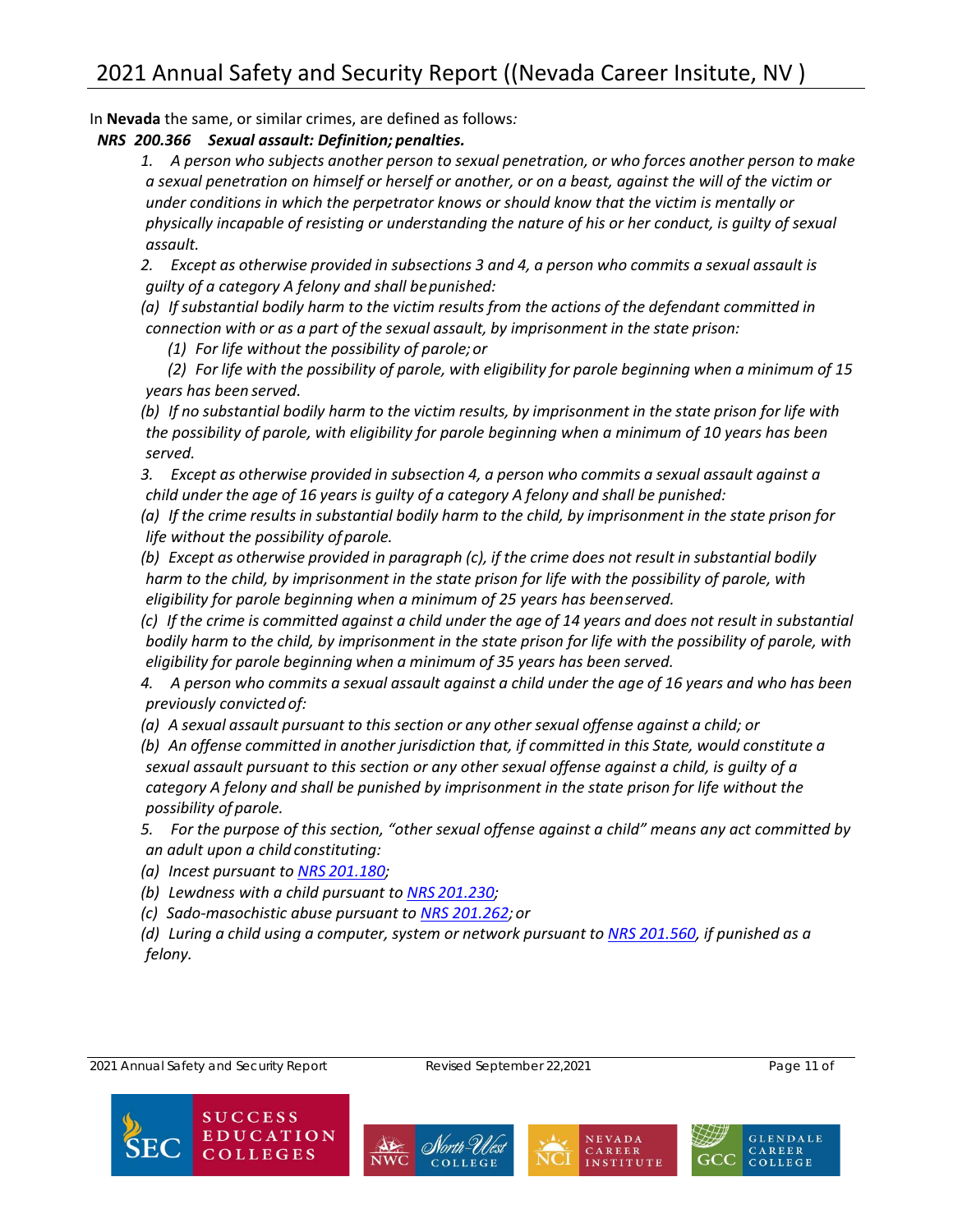In **Nevada** the same, or similar crimes, are defined as follows*:*

***NRS 200.366 Sexual assault: Definition; penalties.***

*1. A person who subjects another person to sexual penetration, or who forces another person to make a sexual penetration on himself or herself or another, or on a beast, against the will of the victim or under conditions in which the perpetrator knows or should know that the victim is mentally or physically incapable of resisting or understanding the nature of his or her conduct, is guilty of sexual assault.*

*2. Except as otherwise provided in subsections 3 and 4, a person who commits a sexual assault is guilty of a category A felony and shall be punished:*

*(a) If substantial bodily harm to the victim results from the actions of the defendant committed in connection with or as a part of the sexual assault, by imprisonment in the state prison:*

*(1) For life without the possibility of parole; or*

*(2) For life with the possibility of parole, with eligibility for parole beginning when a minimum of 15 years has been served.*

*(b) If no substantial bodily harm to the victim results, by imprisonment in the state prison for life with the possibility of parole, with eligibility for parole beginning when a minimum of 10 years has been served.*

*3. Except as otherwise provided in subsection 4, a person who commits a sexual assault against a child under the age of 16 years is guilty of a category A felony and shall be punished:*

*(a) If the crime results in substantial bodily harm to the child, by imprisonment in the state prison for life without the possibility of parole.*

*(b) Except as otherwise provided in paragraph (c), if the crime does not result in substantial bodily harm to the child, by imprisonment in the state prison for life with the possibility of parole, with eligibility for parole beginning when a minimum of 25 years has been served.*

*(c) If the crime is committed against a child under the age of 14 years and does not result in substantial bodily harm to the child, by imprisonment in the state prison for life with the possibility of parole, with eligibility for parole beginning when a minimum of 35 years has been served.*

*4. A person who commits a sexual assault against a child under the age of 16 years and who has been previously convicted of:*

*(a) A sexual assault pursuant to this section or any other sexual offense against a child; or*

*(b) An offense committed in another jurisdiction that, if committed in this State, would constitute a sexual assault pursuant to this section or any other sexual offense against a child, is guilty of a category A felony and shall be punished by imprisonment in the state prison for life without the possibility of parole.*

*5. For the purpose of this section, "other sexual offense against a child" means any act committed by an adult upon a child constituting:*

*(a) Incest pursuant to NRS 201.180;*

*(b) Lewdness with a child pursuant to NRS 201.230;*

*(c) Sado-masochistic abuse pursuant to NRS 201.262; or*

*(d) Luring a child using a computer, system or network pursuant to NRS 201.560, if punished as a felony.*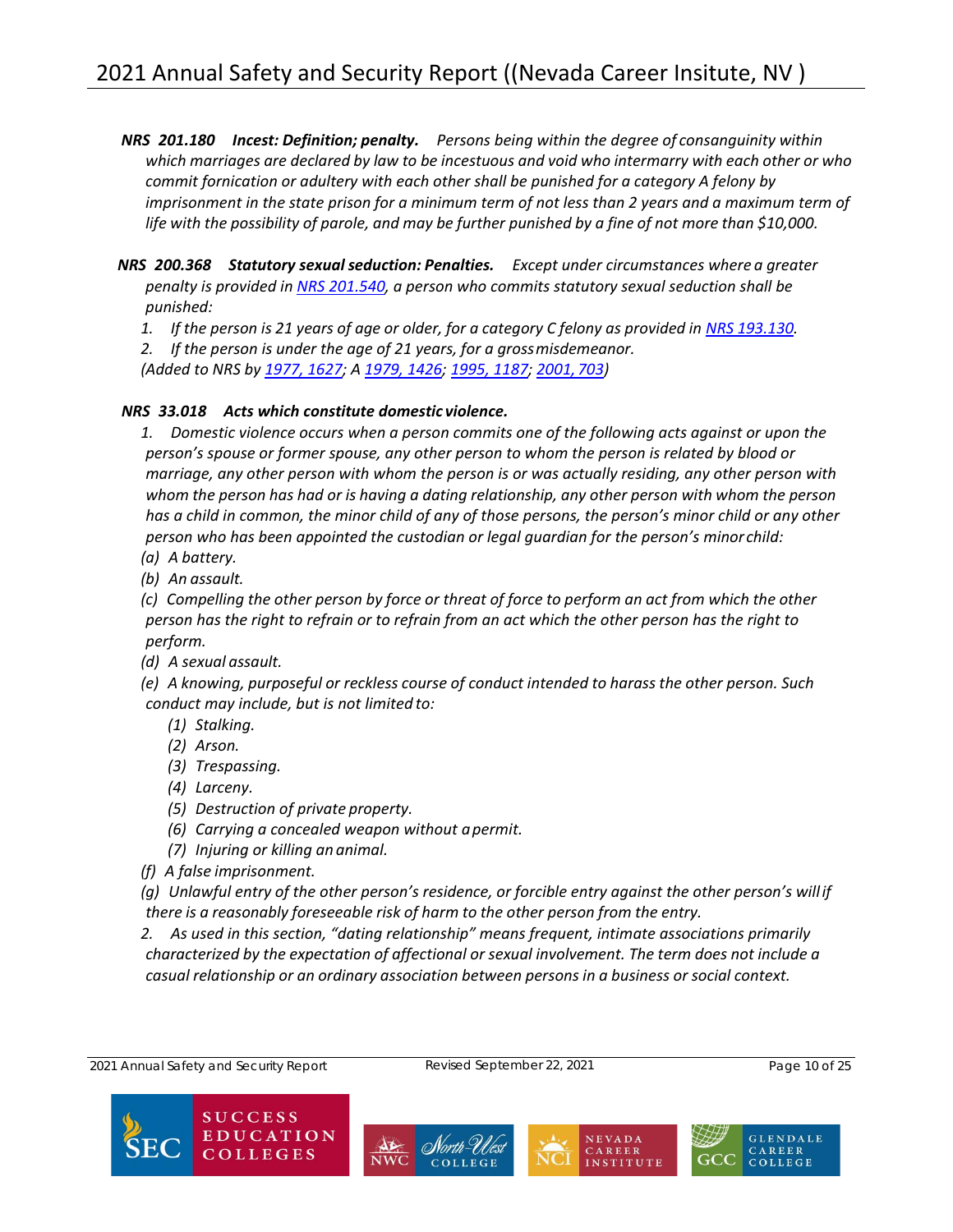***NRS 201.180 Incest: Definition; penalty.*** *Persons being within the degree of consanguinity within which marriages are declared by law to be incestuous and void who intermarry with each other or who commit fornication or adultery with each other shall be punished for a category A felony by imprisonment in the state prison for a minimum term of not less than 2 years and a maximum term of life with the possibility of parole, and may be further punished by a fine of not more than $10,000.*

***NRS 200.368 Statutory sexual seduction: Penalties.*** *Except under circumstances where a greater penalty is provided in NRS 201.540, a person who commits statutory sexual seduction shall be punished:*

*1. If the person is 21 years of age or older, for a category C felony as provided in NRS 193.130.*

*2. If the person is under the age of 21 years, for a gross misdemeanor.*

*(Added to NRS by 1977, 1627; A 1979, 1426; 1995, 1187; 2001, 703)*

***NRS 33.018 Acts which constitute domestic violence.***

*1. Domestic violence occurs when a person commits one of the following acts against or upon the person's spouse or former spouse, any other person to whom the person is related by blood or marriage, any other person with whom the person is or was actually residing, any other person with whom the person has had or is having a dating relationship, any other person with whom the person has a child in common, the minor child of any of those persons, the person's minor child or any other person who has been appointed the custodian or legal guardian for the person's minor child:*

*(a) A battery.*

*(b) An assault.*

*(c) Compelling the other person by force or threat of force to perform an act from which the other person has the right to refrain or to refrain from an act which the other person has the right to perform.*

*(d) A sexual assault.*

*(e) A knowing, purposeful or reckless course of conduct intended to harass the other person. Such conduct may include, but is not limited to:*

- *(1) Stalking.*
- *(2) Arson.*
- *(3) Trespassing.*
- *(4) Larceny.*
- *(5) Destruction of private property.*
- *(6) Carrying a concealed weapon without a permit.*
- *(7) Injuring or killing an animal.*

*(f) A false imprisonment.*

*(g) Unlawful entry of the other person's residence, or forcible entry against the other person's will if there is a reasonably foreseeable risk of harm to the other person from the entry.*

*2. As used in this section, "dating relationship" means frequent, intimate associations primarily characterized by the expectation of affectional or sexual involvement. The term does not include a casual relationship or an ordinary association between persons in a business or social context.*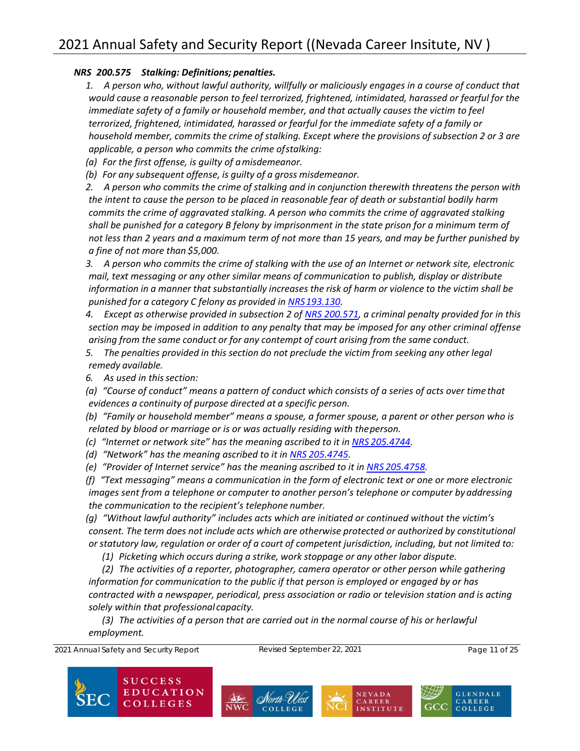***NRS 200.575 Stalking: Definitions; penalties.***

*1. A person who, without lawful authority, willfully or maliciously engages in a course of conduct that would cause a reasonable person to feel terrorized, frightened, intimidated, harassed or fearful for the immediate safety of a family or household member, and that actually causes the victim to feel terrorized, frightened, intimidated, harassed or fearful for the immediate safety of a family or household member, commits the crime of stalking. Except where the provisions of subsection 2 or 3 are applicable, a person who commits the crime of stalking:*

*(a) For the first offense, is guilty of a misdemeanor.*

*(b) For any subsequent offense, is guilty of a gross misdemeanor.*

*2. A person who commits the crime of stalking and in conjunction therewith threatens the person with the intent to cause the person to be placed in reasonable fear of death or substantial bodily harm commits the crime of aggravated stalking. A person who commits the crime of aggravated stalking shall be punished for a category B felony by imprisonment in the state prison for a minimum term of not less than 2 years and a maximum term of not more than 15 years, and may be further punished by a fine of not more than $5,000.*

*3. A person who commits the crime of stalking with the use of an Internet or network site, electronic mail, text messaging or any other similar means of communication to publish, display or distribute information in a manner that substantially increases the risk of harm or violence to the victim shall be punished for a category C felony as provided in NRS 193.130.*

*4. Except as otherwise provided in subsection 2 of NRS 200.571, a criminal penalty provided for in this section may be imposed in addition to any penalty that may be imposed for any other criminal offense arising from the same conduct or for any contempt of court arising from the same conduct.*

*5. The penalties provided in this section do not preclude the victim from seeking any other legal remedy available.*

*6. As used in this section:*

*(a) "Course of conduct" means a pattern of conduct which consists of a series of acts over time that evidences a continuity of purpose directed at a specific person.*

*(b) "Family or household member" means a spouse, a former spouse, a parent or other person who is related by blood or marriage or is or was actually residing with the person.*

*(c) "Internet or network site" has the meaning ascribed to it in NRS 205.4744.*

*(d) "Network" has the meaning ascribed to it in NRS 205.4745.*

*(e) "Provider of Internet service" has the meaning ascribed to it in NRS 205.4758.*

*(f) "Text messaging" means a communication in the form of electronic text or one or more electronic images sent from a telephone or computer to another person's telephone or computer by addressing the communication to the recipient's telephone number.*

*(g) "Without lawful authority" includes acts which are initiated or continued without the victim's consent. The term does not include acts which are otherwise protected or authorized by constitutional or statutory law, regulation or order of a court of competent jurisdiction, including, but not limited to:*

*(1) Picketing which occurs during a strike, work stoppage or any other labor dispute.*

*(2) The activities of a reporter, photographer, camera operator or other person while gathering information for communication to the public if that person is employed or engaged by or has contracted with a newspaper, periodical, press association or radio or television station and is acting solely within that professional capacity.*

*(3) The activities of a person that are carried out in the normal course of his or her lawful employment.*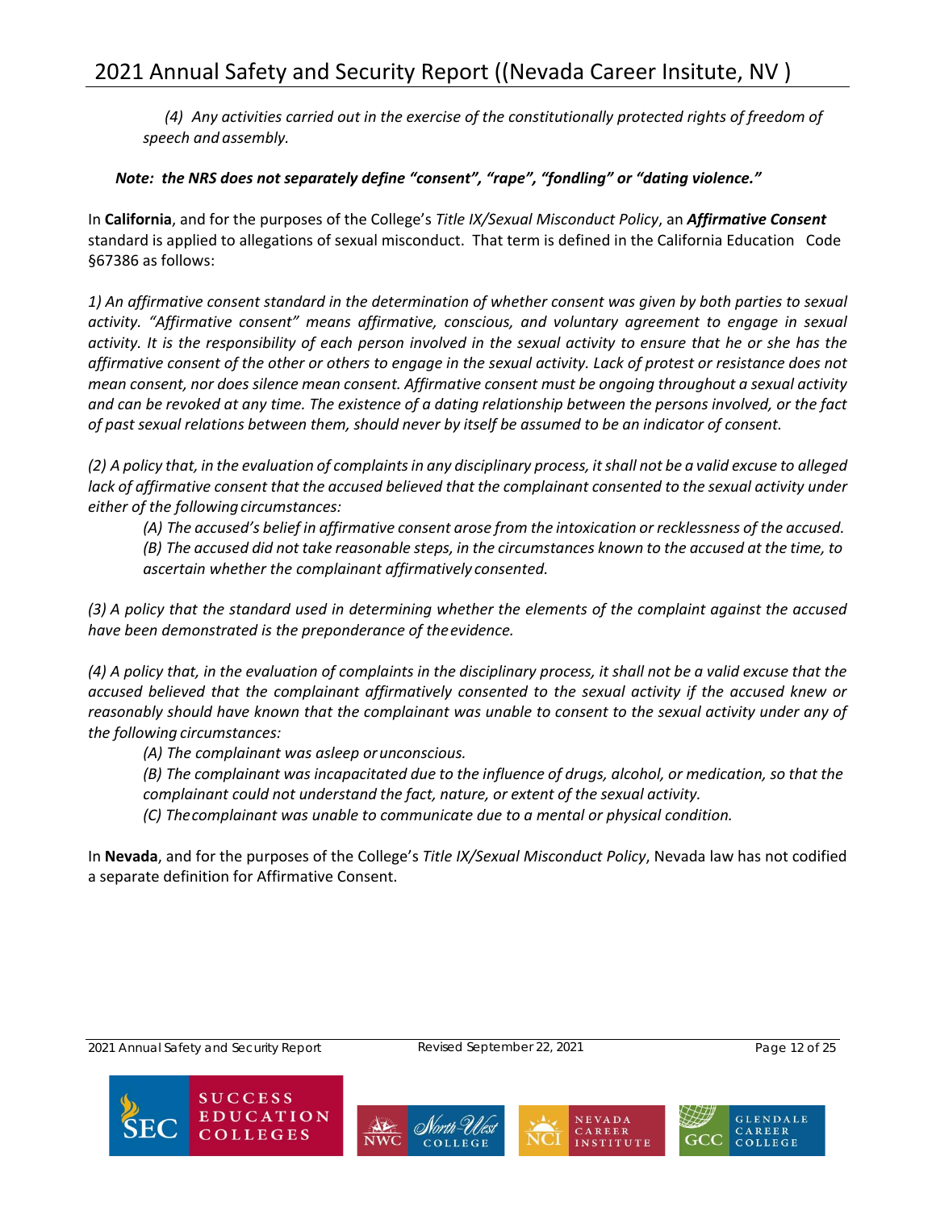*(4) Any activities carried out in the exercise of the constitutionally protected rights of freedom of speech and assembly.*

***Note: the NRS does not separately define "consent", "rape", "fondling" or "dating violence."***

In **California**, and for the purposes of the College's *Title IX/Sexual Misconduct Policy*, an ***Affirmative Consent*** standard is applied to allegations of sexual misconduct. That term is defined in the California Education Code §67386 as follows:

*1) An affirmative consent standard in the determination of whether consent was given by both parties to sexual activity. "Affirmative consent" means affirmative, conscious, and voluntary agreement to engage in sexual activity. It is the responsibility of each person involved in the sexual activity to ensure that he or she has the affirmative consent of the other or others to engage in the sexual activity. Lack of protest or resistance does not mean consent, nor does silence mean consent. Affirmative consent must be ongoing throughout a sexual activity and can be revoked at any time. The existence of a dating relationship between the persons involved, or the fact of past sexual relations between them, should never by itself be assumed to be an indicator of consent.*

*(2) A policy that, in the evaluation of complaints in any disciplinary process, it shall not be a valid excuse to alleged lack of affirmative consent that the accused believed that the complainant consented to the sexual activity under either of the following circumstances:*

*(A) The accused's belief in affirmative consent arose from the intoxication or recklessness of the accused.*
*(B) The accused did not take reasonable steps, in the circumstances known to the accused at the time, to ascertain whether the complainant affirmatively consented.*

*(3) A policy that the standard used in determining whether the elements of the complaint against the accused have been demonstrated is the preponderance of the evidence.*

*(4) A policy that, in the evaluation of complaints in the disciplinary process, it shall not be a valid excuse that the accused believed that the complainant affirmatively consented to the sexual activity if the accused knew or reasonably should have known that the complainant was unable to consent to the sexual activity under any of the following circumstances:*

*(A) The complainant was asleep or unconscious.*
*(B) The complainant was incapacitated due to the influence of drugs, alcohol, or medication, so that the complainant could not understand the fact, nature, or extent of the sexual activity.*
*(C) The complainant was unable to communicate due to a mental or physical condition.*

In **Nevada**, and for the purposes of the College's *Title IX/Sexual Misconduct Policy*, Nevada law has not codified a separate definition for Affirmative Consent.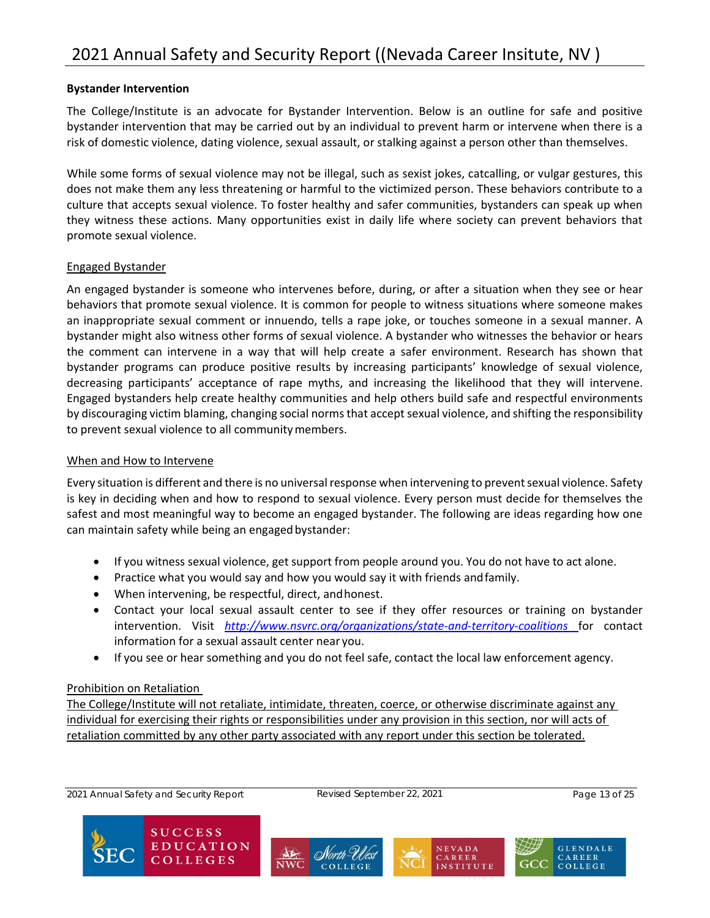**Bystander Intervention**

The College/Institute is an advocate for Bystander Intervention. Below is an outline for safe and positive bystander intervention that may be carried out by an individual to prevent harm or intervene when there is a risk of domestic violence, dating violence, sexual assault, or stalking against a person other than themselves.

While some forms of sexual violence may not be illegal, such as sexist jokes, catcalling, or vulgar gestures, this does not make them any less threatening or harmful to the victimized person. These behaviors contribute to a culture that accepts sexual violence. To foster healthy and safer communities, bystanders can speak up when they witness these actions. Many opportunities exist in daily life where society can prevent behaviors that promote sexual violence.

Engaged Bystander

An engaged bystander is someone who intervenes before, during, or after a situation when they see or hear behaviors that promote sexual violence. It is common for people to witness situations where someone makes an inappropriate sexual comment or innuendo, tells a rape joke, or touches someone in a sexual manner. A bystander might also witness other forms of sexual violence. A bystander who witnesses the behavior or hears the comment can intervene in a way that will help create a safer environment. Research has shown that bystander programs can produce positive results by increasing participants' knowledge of sexual violence, decreasing participants' acceptance of rape myths, and increasing the likelihood that they will intervene. Engaged bystanders help create healthy communities and help others build safe and respectful environments by discouraging victim blaming, changing social norms that accept sexual violence, and shifting the responsibility to prevent sexual violence to all community members.

When and How to Intervene

Every situation is different and there is no universal response when intervening to prevent sexual violence. Safety is key in deciding when and how to respond to sexual violence. Every person must decide for themselves the safest and most meaningful way to become an engaged bystander. The following are ideas regarding how one can maintain safety while being an engaged bystander:

- If you witness sexual violence, get support from people around you. You do not have to act alone.
- Practice what you would say and how you would say it with friends and family.
- When intervening, be respectful, direct, and honest.
- Contact your local sexual assault center to see if they offer resources or training on bystander intervention. Visit *http://www.nsvrc.org/organizations/state-and-territory-coalitions* for contact information for a sexual assault center near you.
- If you see or hear something and you do not feel safe, contact the local law enforcement agency.

Prohibition on Retaliation

The College/Institute will not retaliate, intimidate, threaten, coerce, or otherwise discriminate against any individual for exercising their rights or responsibilities under any provision in this section, nor will acts of retaliation committed by any other party associated with any report under this section be tolerated.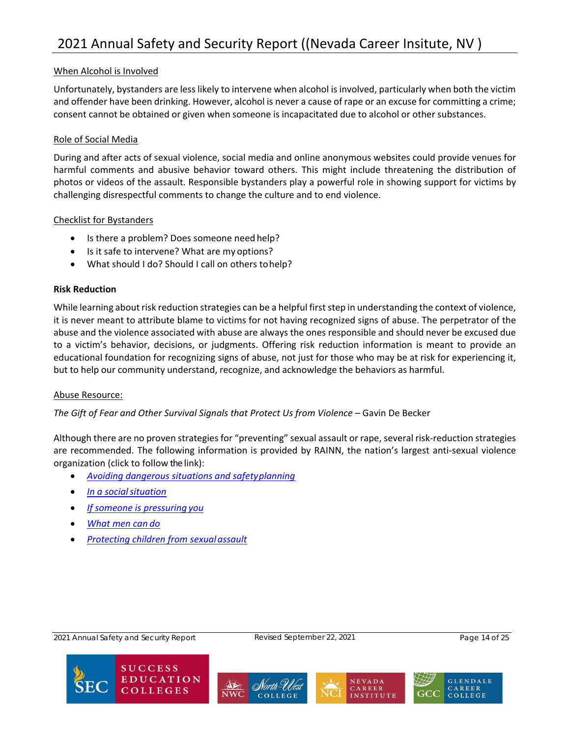When Alcohol is Involved

Unfortunately, bystanders are less likely to intervene when alcohol is involved, particularly when both the victim and offender have been drinking. However, alcohol is never a cause of rape or an excuse for committing a crime; consent cannot be obtained or given when someone is incapacitated due to alcohol or other substances.

Role of Social Media

During and after acts of sexual violence, social media and online anonymous websites could provide venues for harmful comments and abusive behavior toward others. This might include threatening the distribution of photos or videos of the assault. Responsible bystanders play a powerful role in showing support for victims by challenging disrespectful comments to change the culture and to end violence.

Checklist for Bystanders

- Is there a problem? Does someone need help?
- Is it safe to intervene? What are my options?
- What should I do? Should I call on others to help?

**Risk Reduction**

While learning about risk reduction strategies can be a helpful first step in understanding the context of violence, it is never meant to attribute blame to victims for not having recognized signs of abuse. The perpetrator of the abuse and the violence associated with abuse are always the ones responsible and should never be excused due to a victim's behavior, decisions, or judgments. Offering risk reduction information is meant to provide an educational foundation for recognizing signs of abuse, not just for those who may be at risk for experiencing it, but to help our community understand, recognize, and acknowledge the behaviors as harmful.

Abuse Resource:

*The Gift of Fear and Other Survival Signals that Protect Us from Violence* – Gavin De Becker

Although there are no proven strategies for "preventing" sexual assault or rape, several risk-reduction strategies are recommended. The following information is provided by RAINN, the nation's largest anti-sexual violence organization (click to follow the link):

- *Avoiding dangerous situations and safety planning*
- *In a social situation*
- *If someone is pressuring you*
- *What men can do*
- *Protecting children from sexual assault*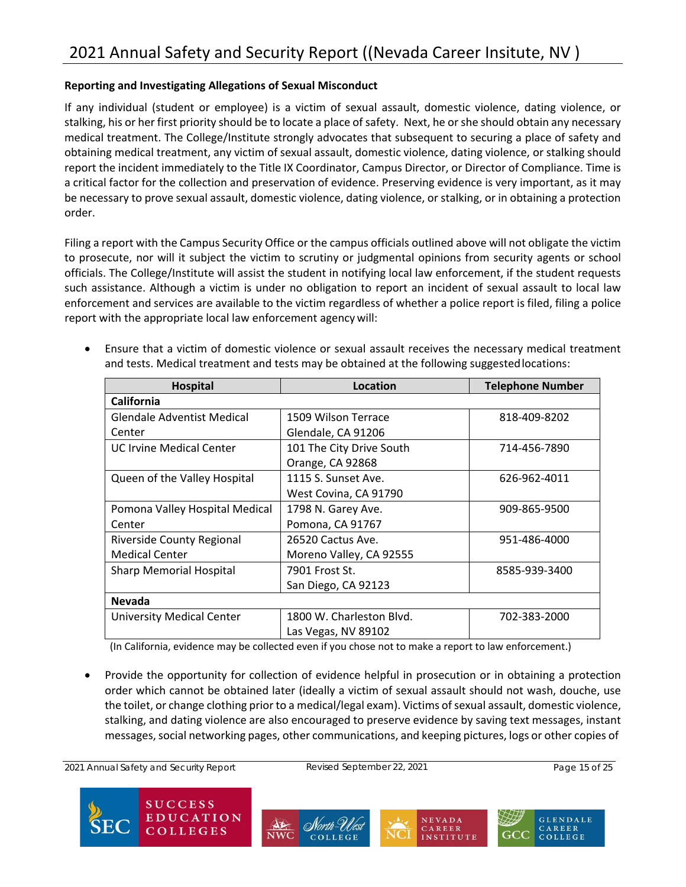**Reporting and Investigating Allegations of Sexual Misconduct**

If any individual (student or employee) is a victim of sexual assault, domestic violence, dating violence, or stalking, his or her first priority should be to locate a place of safety. Next, he or she should obtain any necessary medical treatment. The College/Institute strongly advocates that subsequent to securing a place of safety and obtaining medical treatment, any victim of sexual assault, domestic violence, dating violence, or stalking should report the incident immediately to the Title IX Coordinator, Campus Director, or Director of Compliance. Time is a critical factor for the collection and preservation of evidence. Preserving evidence is very important, as it may be necessary to prove sexual assault, domestic violence, dating violence, or stalking, or in obtaining a protection order.

Filing a report with the Campus Security Office or the campus officials outlined above will not obligate the victim to prosecute, nor will it subject the victim to scrutiny or judgmental opinions from security agents or school officials. The College/Institute will assist the student in notifying local law enforcement, if the student requests such assistance. Although a victim is under no obligation to report an incident of sexual assault to local law enforcement and services are available to the victim regardless of whether a police report is filed, filing a police report with the appropriate local law enforcement agency will:

- Ensure that a victim of domestic violence or sexual assault receives the necessary medical treatment and tests. Medical treatment and tests may be obtained at the following suggested locations:

| Hospital | Location | Telephone Number |
|---|---|---|
| **California** | | |
| Glendale Adventist Medical Center | 1509 Wilson Terrace Glendale, CA 91206 | 818-409-8202 |
| UC Irvine Medical Center | 101 The City Drive South Orange, CA 92868 | 714-456-7890 |
| Queen of the Valley Hospital | 1115 S. Sunset Ave. West Covina, CA 91790 | 626-962-4011 |
| Pomona Valley Hospital Medical Center | 1798 N. Garey Ave. Pomona, CA 91767 | 909-865-9500 |
| Riverside County Regional Medical Center | 26520 Cactus Ave. Moreno Valley, CA 92555 | 951-486-4000 |
| Sharp Memorial Hospital | 7901 Frost St. San Diego, CA 92123 | 8585-939-3400 |
| **Nevada** | | |
| University Medical Center | 1800 W. Charleston Blvd. Las Vegas, NV 89102 | 702-383-2000 |

(In California, evidence may be collected even if you chose not to make a report to law enforcement.)

- Provide the opportunity for collection of evidence helpful in prosecution or in obtaining a protection order which cannot be obtained later (ideally a victim of sexual assault should not wash, douche, use the toilet, or change clothing prior to a medical/legal exam). Victims of sexual assault, domestic violence, stalking, and dating violence are also encouraged to preserve evidence by saving text messages, instant messages, social networking pages, other communications, and keeping pictures, logs or other copies of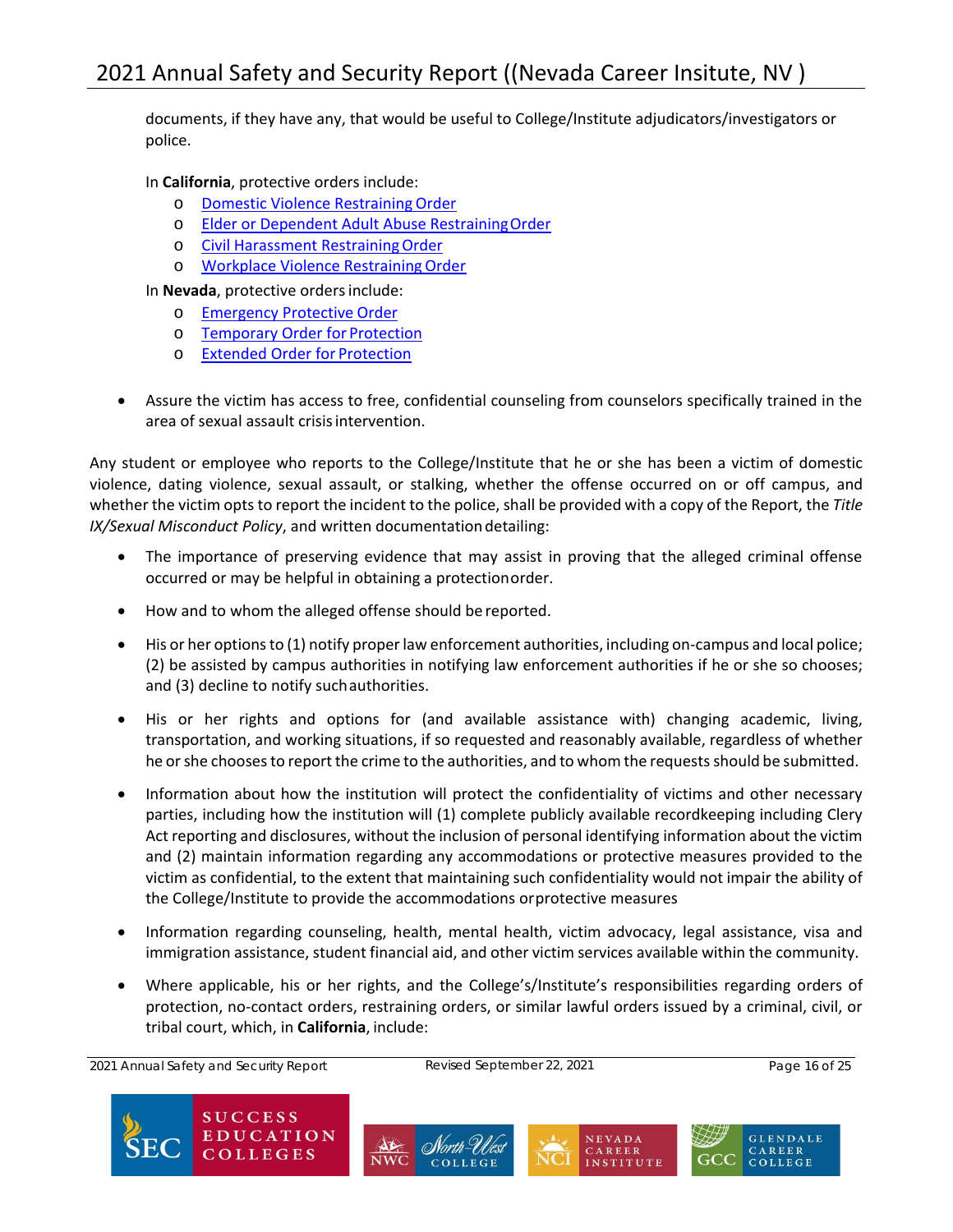documents, if they have any, that would be useful to College/Institute adjudicators/investigators or police.

In **California**, protective orders include:

- Domestic Violence Restraining Order
- Elder or Dependent Adult Abuse Restraining Order
- Civil Harassment Restraining Order
- Workplace Violence Restraining Order

In **Nevada**, protective orders include:

- Emergency Protective Order
- Temporary Order for Protection
- Extended Order for Protection

- Assure the victim has access to free, confidential counseling from counselors specifically trained in the area of sexual assault crisis intervention.

Any student or employee who reports to the College/Institute that he or she has been a victim of domestic violence, dating violence, sexual assault, or stalking, whether the offense occurred on or off campus, and whether the victim opts to report the incident to the police, shall be provided with a copy of the Report, the *Title IX/Sexual Misconduct Policy*, and written documentation detailing:

- The importance of preserving evidence that may assist in proving that the alleged criminal offense occurred or may be helpful in obtaining a protection order.
- How and to whom the alleged offense should be reported.
- His or her options to (1) notify proper law enforcement authorities, including on-campus and local police; (2) be assisted by campus authorities in notifying law enforcement authorities if he or she so chooses; and (3) decline to notify such authorities.
- His or her rights and options for (and available assistance with) changing academic, living, transportation, and working situations, if so requested and reasonably available, regardless of whether he or she chooses to report the crime to the authorities, and to whom the requests should be submitted.
- Information about how the institution will protect the confidentiality of victims and other necessary parties, including how the institution will (1) complete publicly available recordkeeping including Clery Act reporting and disclosures, without the inclusion of personal identifying information about the victim and (2) maintain information regarding any accommodations or protective measures provided to the victim as confidential, to the extent that maintaining such confidentiality would not impair the ability of the College/Institute to provide the accommodations or protective measures
- Information regarding counseling, health, mental health, victim advocacy, legal assistance, visa and immigration assistance, student financial aid, and other victim services available within the community.
- Where applicable, his or her rights, and the College's/Institute's responsibilities regarding orders of protection, no-contact orders, restraining orders, or similar lawful orders issued by a criminal, civil, or tribal court, which, in **California**, include: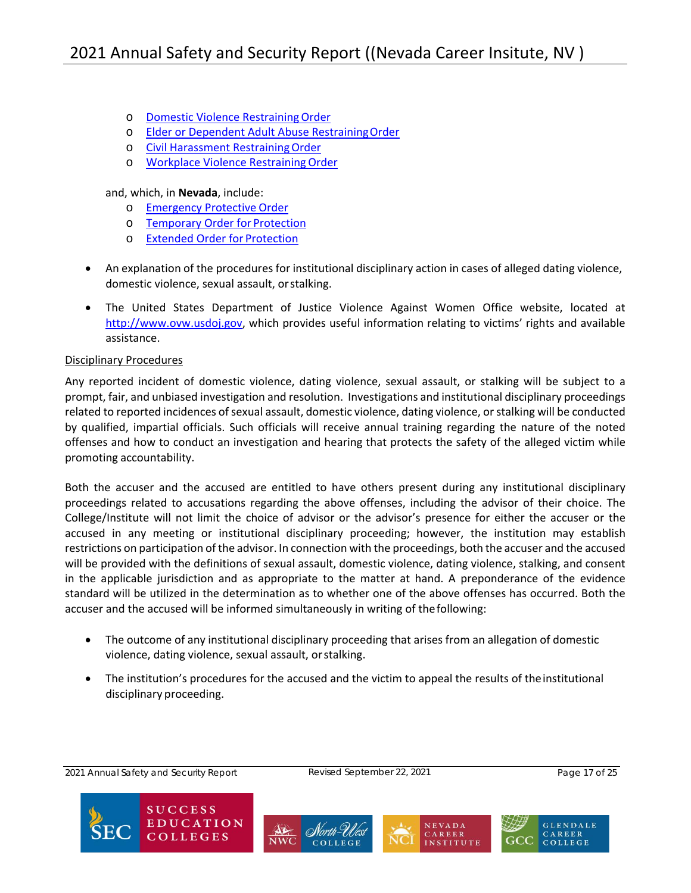- [Domestic Violence Restraining Order]
  - [Elder or Dependent Adult Abuse Restraining Order]
  - [Civil Harassment Restraining Order]
  - [Workplace Violence Restraining Order]

  and, which, in **Nevada**, include:
  - [Emergency Protective Order]
  - [Temporary Order for Protection]
  - [Extended Order for Protection]

- An explanation of the procedures for institutional disciplinary action in cases of alleged dating violence, domestic violence, sexual assault, or stalking.
- The United States Department of Justice Violence Against Women Office website, located at http://www.ovw.usdoj.gov, which provides useful information relating to victims' rights and available assistance.

<u>Disciplinary Procedures</u>

Any reported incident of domestic violence, dating violence, sexual assault, or stalking will be subject to a prompt, fair, and unbiased investigation and resolution. Investigations and institutional disciplinary proceedings related to reported incidences of sexual assault, domestic violence, dating violence, or stalking will be conducted by qualified, impartial officials. Such officials will receive annual training regarding the nature of the noted offenses and how to conduct an investigation and hearing that protects the safety of the alleged victim while promoting accountability.

Both the accuser and the accused are entitled to have others present during any institutional disciplinary proceedings related to accusations regarding the above offenses, including the advisor of their choice. The College/Institute will not limit the choice of advisor or the advisor's presence for either the accuser or the accused in any meeting or institutional disciplinary proceeding; however, the institution may establish restrictions on participation of the advisor. In connection with the proceedings, both the accuser and the accused will be provided with the definitions of sexual assault, domestic violence, dating violence, stalking, and consent in the applicable jurisdiction and as appropriate to the matter at hand. A preponderance of the evidence standard will be utilized in the determination as to whether one of the above offenses has occurred. Both the accuser and the accused will be informed simultaneously in writing of the following:

- The outcome of any institutional disciplinary proceeding that arises from an allegation of domestic violence, dating violence, sexual assault, or stalking.
- The institution's procedures for the accused and the victim to appeal the results of the institutional disciplinary proceeding.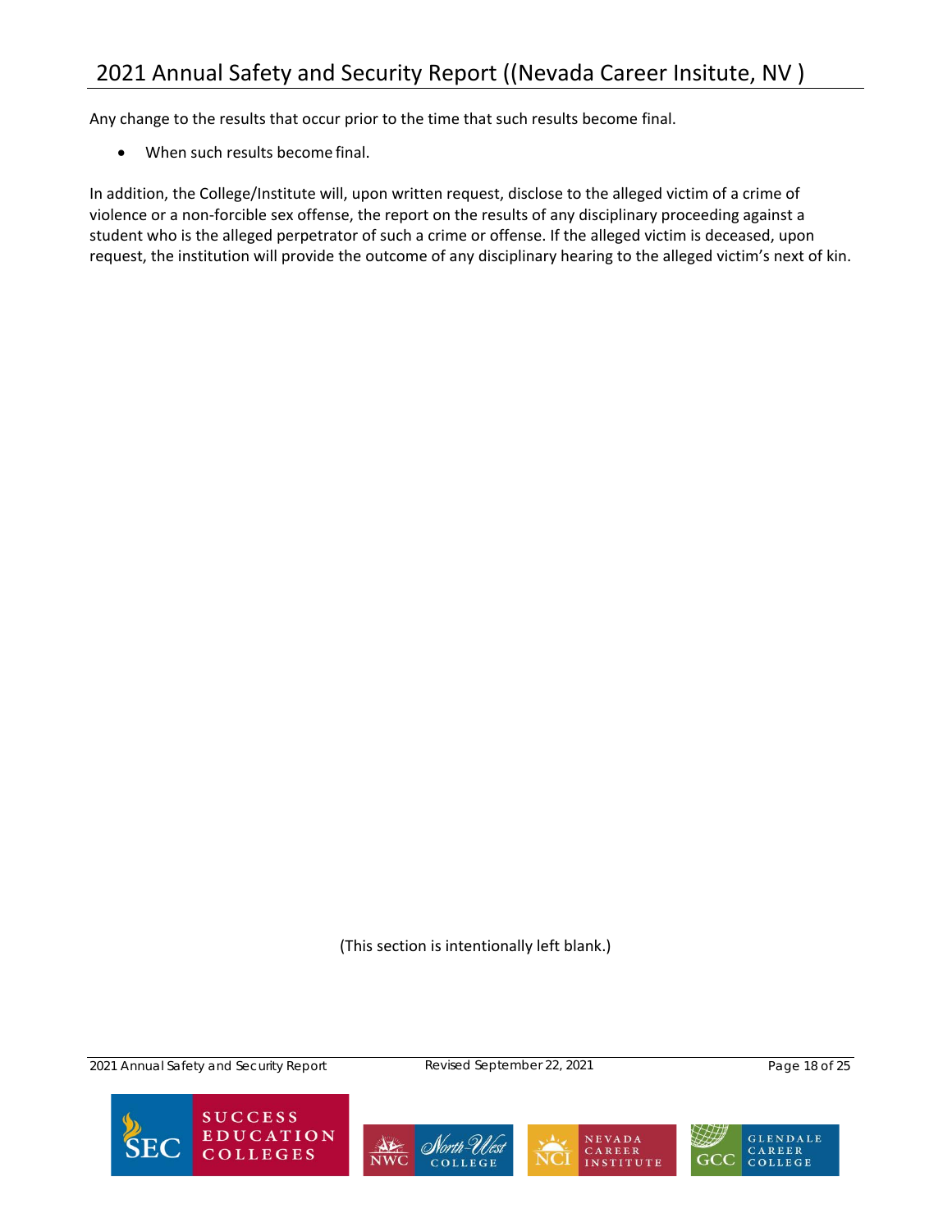Any change to the results that occur prior to the time that such results become final.

- When such results become final.

In addition, the College/Institute will, upon written request, disclose to the alleged victim of a crime of violence or a non-forcible sex offense, the report on the results of any disciplinary proceeding against a student who is the alleged perpetrator of such a crime or offense. If the alleged victim is deceased, upon request, the institution will provide the outcome of any disciplinary hearing to the alleged victim's next of kin.

(This section is intentionally left blank.)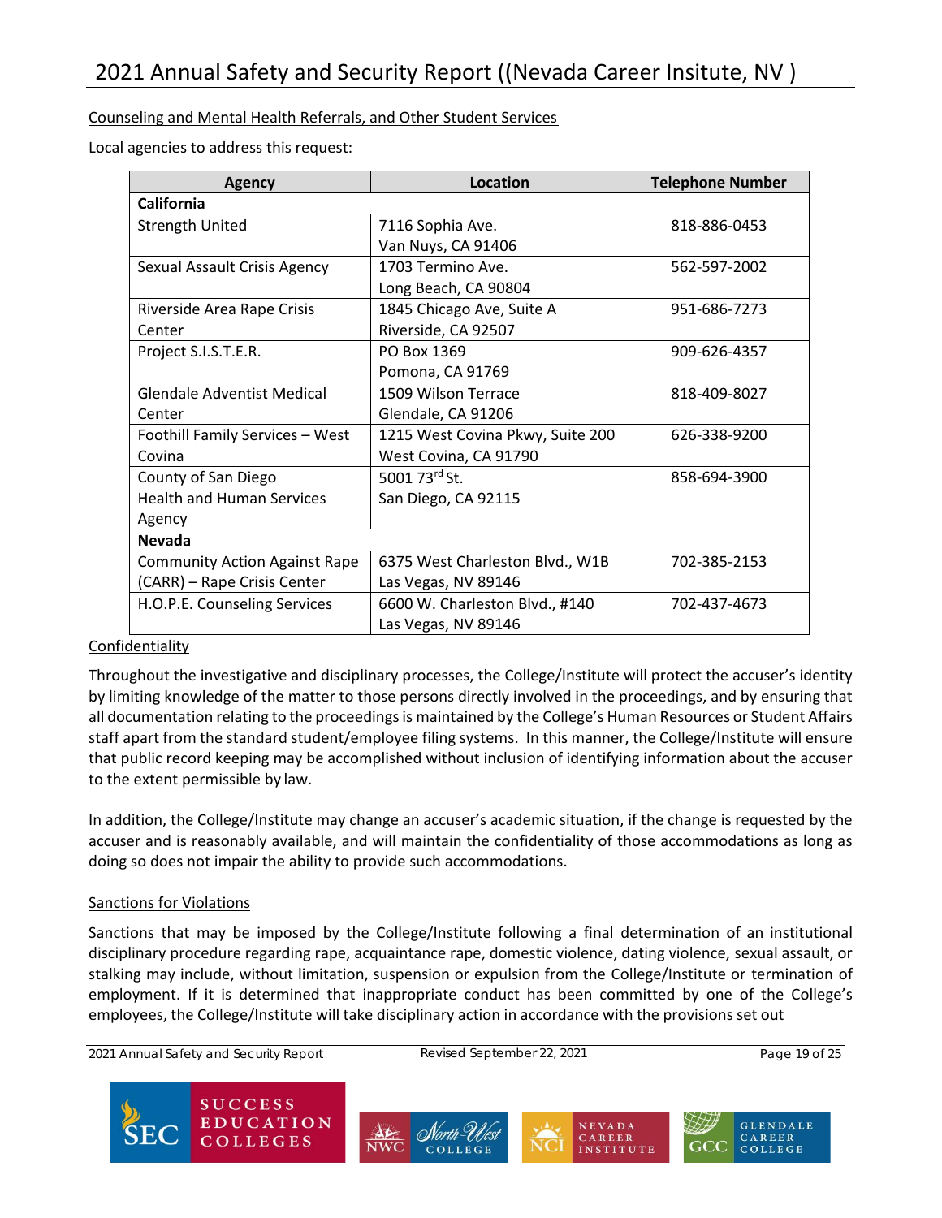Counseling and Mental Health Referrals, and Other Student Services

Local agencies to address this request:

| Agency | Location | Telephone Number |
|---|---|---|
| **California** | | |
| Strength United | 7116 Sophia Ave.<br>Van Nuys, CA 91406 | 818-886-0453 |
| Sexual Assault Crisis Agency | 1703 Termino Ave.<br>Long Beach, CA 90804 | 562-597-2002 |
| Riverside Area Rape Crisis Center | 1845 Chicago Ave, Suite A<br>Riverside, CA 92507 | 951-686-7273 |
| Project S.I.S.T.E.R. | PO Box 1369<br>Pomona, CA 91769 | 909-626-4357 |
| Glendale Adventist Medical Center | 1509 Wilson Terrace<br>Glendale, CA 91206 | 818-409-8027 |
| Foothill Family Services – West Covina | 1215 West Covina Pkwy, Suite 200<br>West Covina, CA 91790 | 626-338-9200 |
| County of San Diego Health and Human Services Agency | 5001 73rd St.<br>San Diego, CA 92115 | 858-694-3900 |
| **Nevada** | | |
| Community Action Against Rape (CARR) – Rape Crisis Center | 6375 West Charleston Blvd., W1B<br>Las Vegas, NV 89146 | 702-385-2153 |
| H.O.P.E. Counseling Services | 6600 W. Charleston Blvd., #140<br>Las Vegas, NV 89146 | 702-437-4673 |

Confidentiality

Throughout the investigative and disciplinary processes, the College/Institute will protect the accuser's identity by limiting knowledge of the matter to those persons directly involved in the proceedings, and by ensuring that all documentation relating to the proceedings is maintained by the College's Human Resources or Student Affairs staff apart from the standard student/employee filing systems. In this manner, the College/Institute will ensure that public record keeping may be accomplished without inclusion of identifying information about the accuser to the extent permissible by law.

In addition, the College/Institute may change an accuser's academic situation, if the change is requested by the accuser and is reasonably available, and will maintain the confidentiality of those accommodations as long as doing so does not impair the ability to provide such accommodations.

Sanctions for Violations

Sanctions that may be imposed by the College/Institute following a final determination of an institutional disciplinary procedure regarding rape, acquaintance rape, domestic violence, dating violence, sexual assault, or stalking may include, without limitation, suspension or expulsion from the College/Institute or termination of employment. If it is determined that inappropriate conduct has been committed by one of the College's employees, the College/Institute will take disciplinary action in accordance with the provisions set out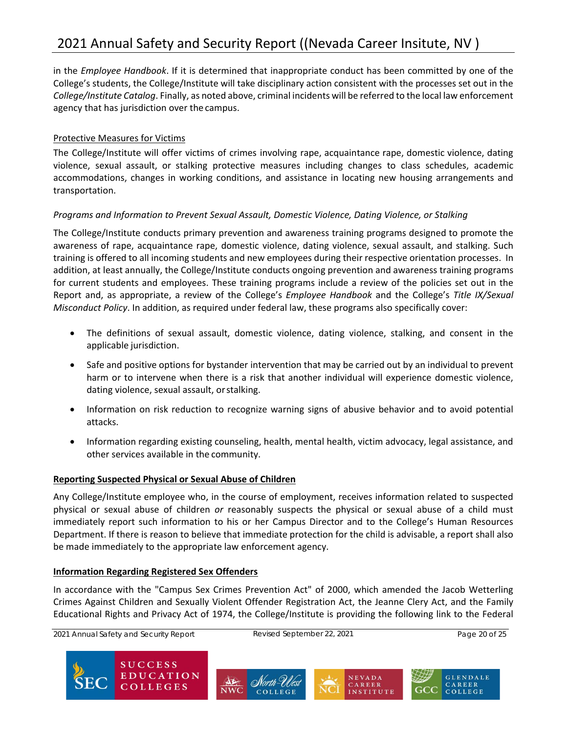in the *Employee Handbook*. If it is determined that inappropriate conduct has been committed by one of the College's students, the College/Institute will take disciplinary action consistent with the processes set out in the *College/Institute Catalog*. Finally, as noted above, criminal incidents will be referred to the local law enforcement agency that has jurisdiction over the campus.

Protective Measures for Victims

The College/Institute will offer victims of crimes involving rape, acquaintance rape, domestic violence, dating violence, sexual assault, or stalking protective measures including changes to class schedules, academic accommodations, changes in working conditions, and assistance in locating new housing arrangements and transportation.

*Programs and Information to Prevent Sexual Assault, Domestic Violence, Dating Violence, or Stalking*

The College/Institute conducts primary prevention and awareness training programs designed to promote the awareness of rape, acquaintance rape, domestic violence, dating violence, sexual assault, and stalking. Such training is offered to all incoming students and new employees during their respective orientation processes. In addition, at least annually, the College/Institute conducts ongoing prevention and awareness training programs for current students and employees. These training programs include a review of the policies set out in the Report and, as appropriate, a review of the College's *Employee Handbook* and the College's *Title IX/Sexual Misconduct Policy*. In addition, as required under federal law, these programs also specifically cover:

- The definitions of sexual assault, domestic violence, dating violence, stalking, and consent in the applicable jurisdiction.
- Safe and positive options for bystander intervention that may be carried out by an individual to prevent harm or to intervene when there is a risk that another individual will experience domestic violence, dating violence, sexual assault, or stalking.
- Information on risk reduction to recognize warning signs of abusive behavior and to avoid potential attacks.
- Information regarding existing counseling, health, mental health, victim advocacy, legal assistance, and other services available in the community.

**Reporting Suspected Physical or Sexual Abuse of Children**

Any College/Institute employee who, in the course of employment, receives information related to suspected physical or sexual abuse of children *or* reasonably suspects the physical or sexual abuse of a child must immediately report such information to his or her Campus Director and to the College's Human Resources Department. If there is reason to believe that immediate protection for the child is advisable, a report shall also be made immediately to the appropriate law enforcement agency.

**Information Regarding Registered Sex Offenders**

In accordance with the "Campus Sex Crimes Prevention Act" of 2000, which amended the Jacob Wetterling Crimes Against Children and Sexually Violent Offender Registration Act, the Jeanne Clery Act, and the Family Educational Rights and Privacy Act of 1974, the College/Institute is providing the following link to the Federal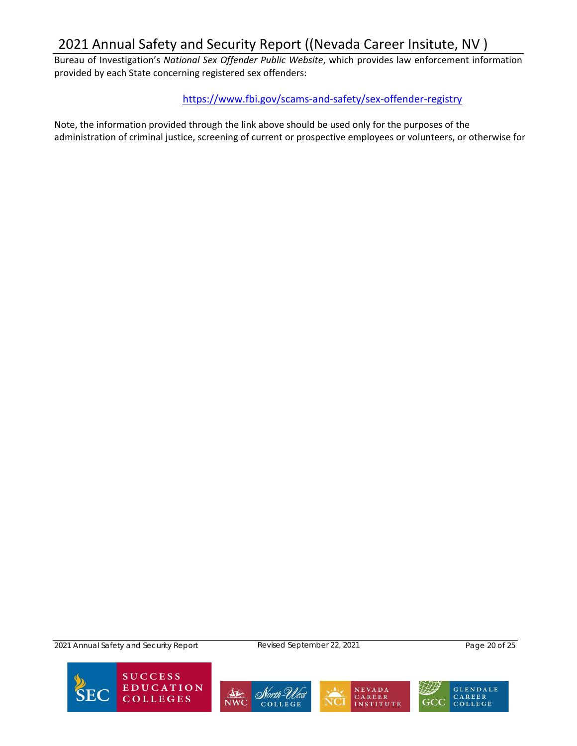Bureau of Investigation's *National Sex Offender Public Website*, which provides law enforcement information provided by each State concerning registered sex offenders:

https://www.fbi.gov/scams-and-safety/sex-offender-registry

Note, the information provided through the link above should be used only for the purposes of the administration of criminal justice, screening of current or prospective employees or volunteers, or otherwise for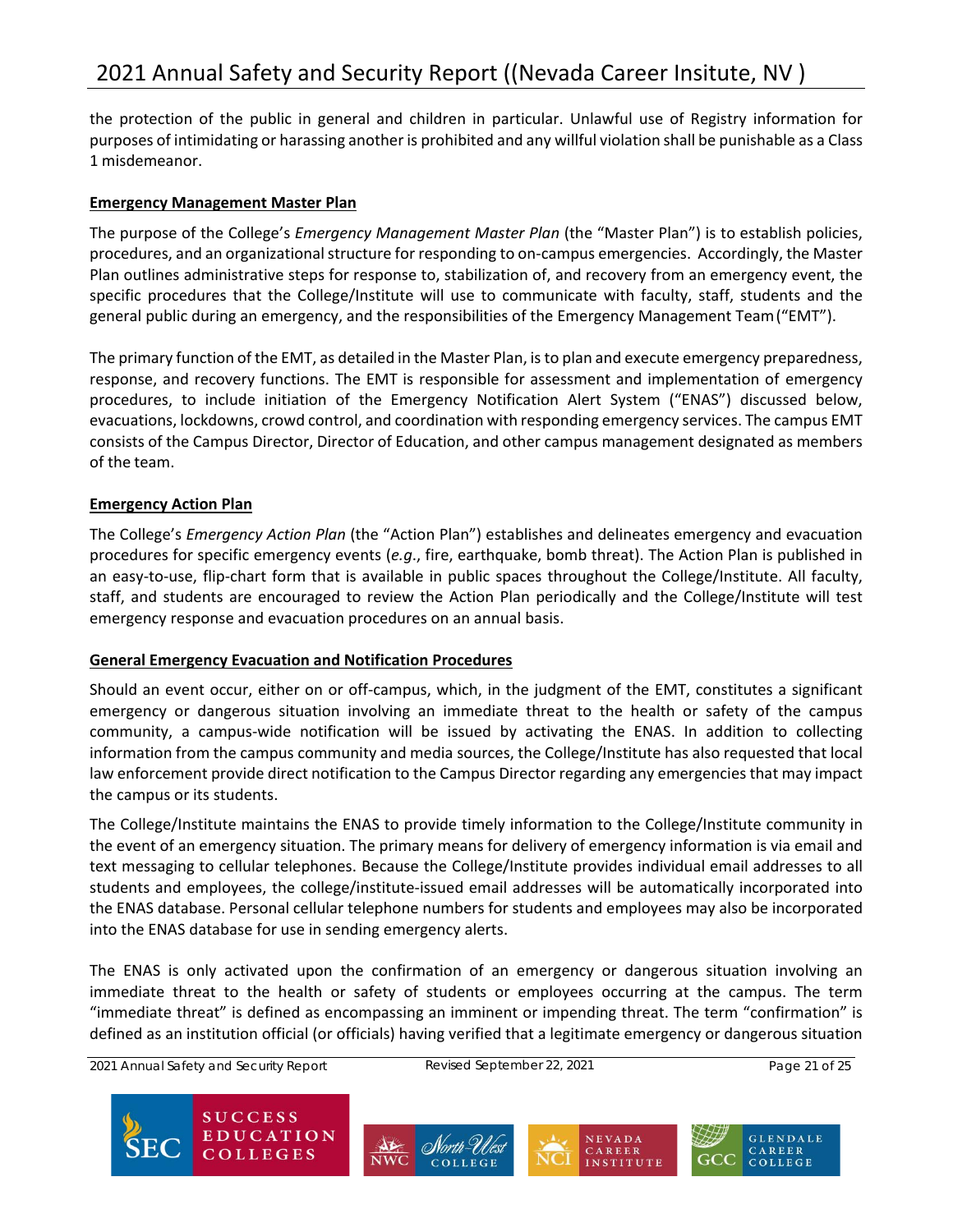the protection of the public in general and children in particular. Unlawful use of Registry information for purposes of intimidating or harassing another is prohibited and any willful violation shall be punishable as a Class 1 misdemeanor.

**Emergency Management Master Plan**

The purpose of the College's *Emergency Management Master Plan* (the "Master Plan") is to establish policies, procedures, and an organizational structure for responding to on-campus emergencies. Accordingly, the Master Plan outlines administrative steps for response to, stabilization of, and recovery from an emergency event, the specific procedures that the College/Institute will use to communicate with faculty, staff, students and the general public during an emergency, and the responsibilities of the Emergency Management Team ("EMT").

The primary function of the EMT, as detailed in the Master Plan, is to plan and execute emergency preparedness, response, and recovery functions. The EMT is responsible for assessment and implementation of emergency procedures, to include initiation of the Emergency Notification Alert System ("ENAS") discussed below, evacuations, lockdowns, crowd control, and coordination with responding emergency services. The campus EMT consists of the Campus Director, Director of Education, and other campus management designated as members of the team.

**Emergency Action Plan**

The College's *Emergency Action Plan* (the "Action Plan") establishes and delineates emergency and evacuation procedures for specific emergency events (*e.g.*, fire, earthquake, bomb threat). The Action Plan is published in an easy-to-use, flip-chart form that is available in public spaces throughout the College/Institute. All faculty, staff, and students are encouraged to review the Action Plan periodically and the College/Institute will test emergency response and evacuation procedures on an annual basis.

**General Emergency Evacuation and Notification Procedures**

Should an event occur, either on or off-campus, which, in the judgment of the EMT, constitutes a significant emergency or dangerous situation involving an immediate threat to the health or safety of the campus community, a campus-wide notification will be issued by activating the ENAS. In addition to collecting information from the campus community and media sources, the College/Institute has also requested that local law enforcement provide direct notification to the Campus Director regarding any emergencies that may impact the campus or its students.

The College/Institute maintains the ENAS to provide timely information to the College/Institute community in the event of an emergency situation. The primary means for delivery of emergency information is via email and text messaging to cellular telephones. Because the College/Institute provides individual email addresses to all students and employees, the college/institute-issued email addresses will be automatically incorporated into the ENAS database. Personal cellular telephone numbers for students and employees may also be incorporated into the ENAS database for use in sending emergency alerts.

The ENAS is only activated upon the confirmation of an emergency or dangerous situation involving an immediate threat to the health or safety of students or employees occurring at the campus. The term "immediate threat" is defined as encompassing an imminent or impending threat. The term "confirmation" is defined as an institution official (or officials) having verified that a legitimate emergency or dangerous situation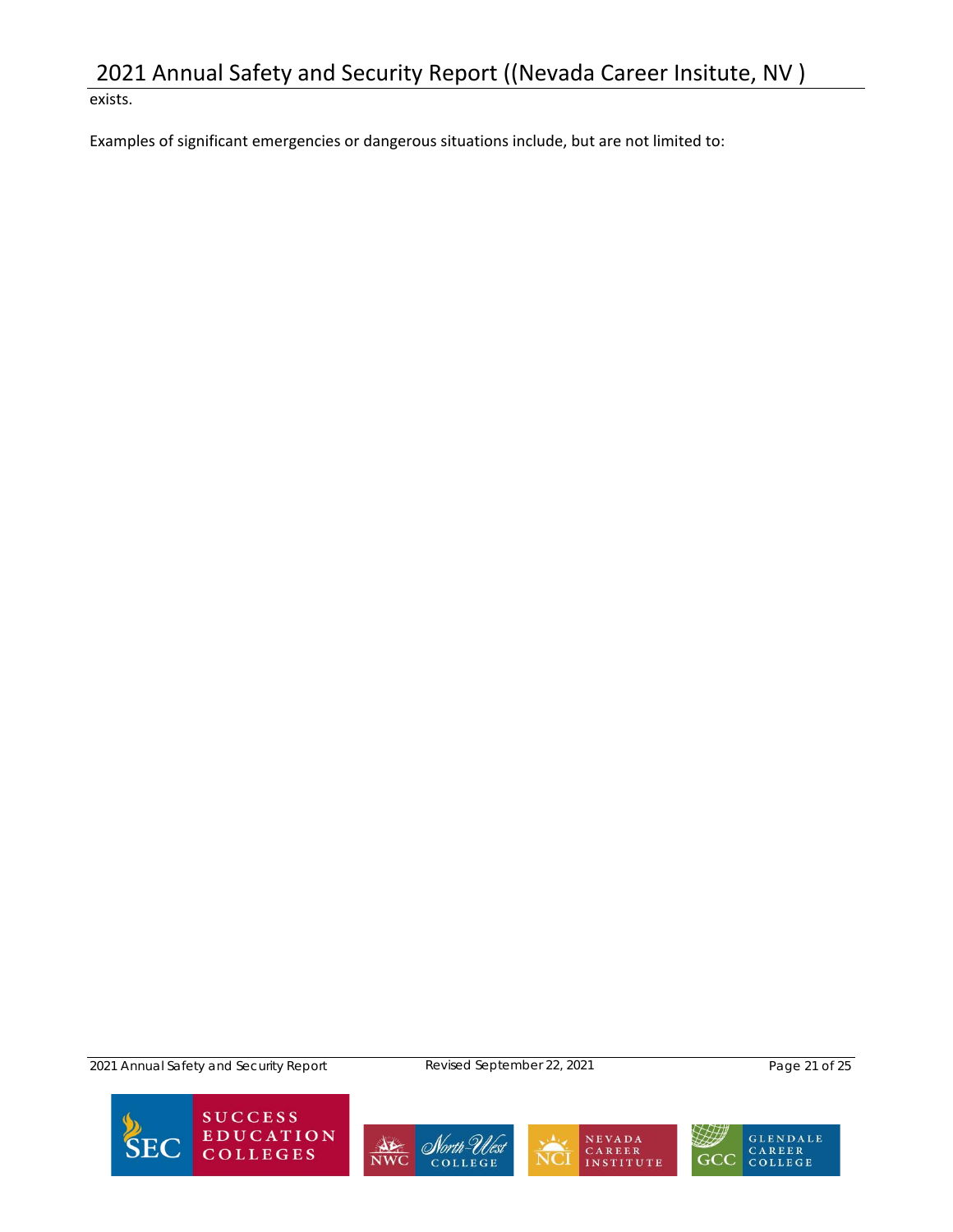exists.

Examples of significant emergencies or dangerous situations include, but are not limited to: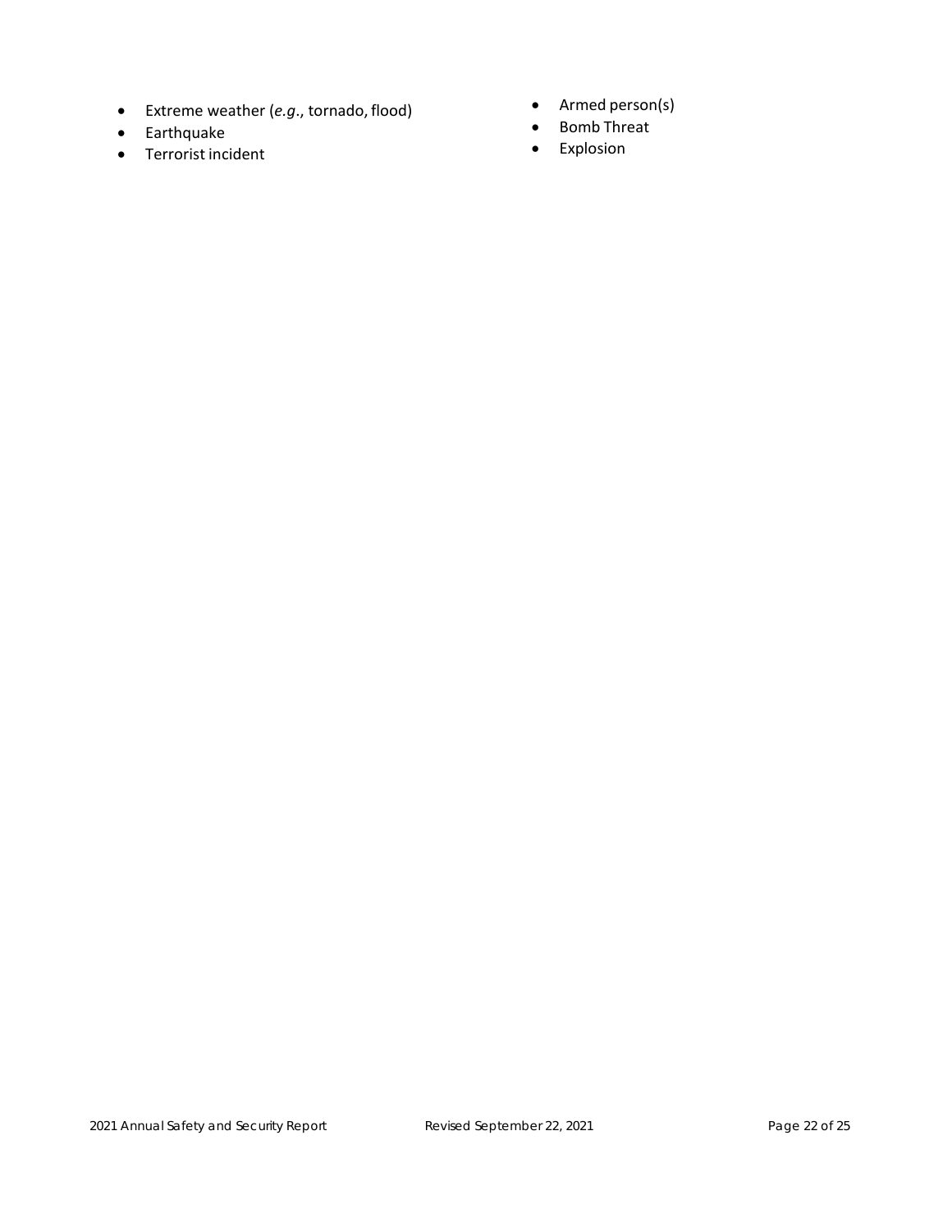- Extreme weather (*e.g.*, tornado, flood)
- Earthquake
- Terrorist incident
- Armed person(s)
- Bomb Threat
- Explosion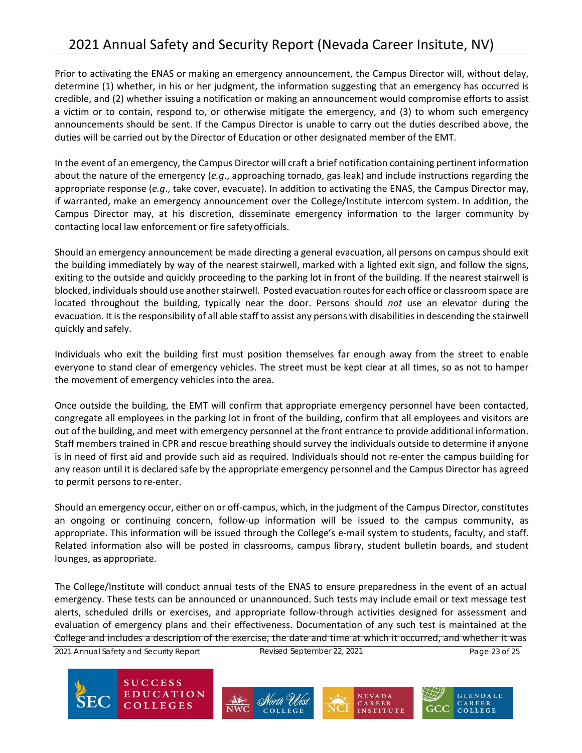Prior to activating the ENAS or making an emergency announcement, the Campus Director will, without delay, determine (1) whether, in his or her judgment, the information suggesting that an emergency has occurred is credible, and (2) whether issuing a notification or making an announcement would compromise efforts to assist a victim or to contain, respond to, or otherwise mitigate the emergency, and (3) to whom such emergency announcements should be sent. If the Campus Director is unable to carry out the duties described above, the duties will be carried out by the Director of Education or other designated member of the EMT.

In the event of an emergency, the Campus Director will craft a brief notification containing pertinent information about the nature of the emergency (*e.g*., approaching tornado, gas leak) and include instructions regarding the appropriate response (*e.g*., take cover, evacuate). In addition to activating the ENAS, the Campus Director may, if warranted, make an emergency announcement over the College/Institute intercom system. In addition, the Campus Director may, at his discretion, disseminate emergency information to the larger community by contacting local law enforcement or fire safety officials.

Should an emergency announcement be made directing a general evacuation, all persons on campus should exit the building immediately by way of the nearest stairwell, marked with a lighted exit sign, and follow the signs, exiting to the outside and quickly proceeding to the parking lot in front of the building. If the nearest stairwell is blocked, individuals should use another stairwell. Posted evacuation routes for each office or classroom space are located throughout the building, typically near the door. Persons should *not* use an elevator during the evacuation. It is the responsibility of all able staff to assist any persons with disabilities in descending the stairwell quickly and safely.

Individuals who exit the building first must position themselves far enough away from the street to enable everyone to stand clear of emergency vehicles. The street must be kept clear at all times, so as not to hamper the movement of emergency vehicles into the area.

Once outside the building, the EMT will confirm that appropriate emergency personnel have been contacted, congregate all employees in the parking lot in front of the building, confirm that all employees and visitors are out of the building, and meet with emergency personnel at the front entrance to provide additional information. Staff members trained in CPR and rescue breathing should survey the individuals outside to determine if anyone is in need of first aid and provide such aid as required. Individuals should not re-enter the campus building for any reason until it is declared safe by the appropriate emergency personnel and the Campus Director has agreed to permit persons to re-enter.

Should an emergency occur, either on or off-campus, which, in the judgment of the Campus Director, constitutes an ongoing or continuing concern, follow-up information will be issued to the campus community, as appropriate. This information will be issued through the College's e-mail system to students, faculty, and staff. Related information also will be posted in classrooms, campus library, student bulletin boards, and student lounges, as appropriate.

The College/Institute will conduct annual tests of the ENAS to ensure preparedness in the event of an actual emergency. These tests can be announced or unannounced. Such tests may include email or text message test alerts, scheduled drills or exercises, and appropriate follow-through activities designed for assessment and evaluation of emergency plans and their effectiveness. Documentation of any such test is maintained at the College and includes a description of the exercise, the date and time at which it occurred, and whether it was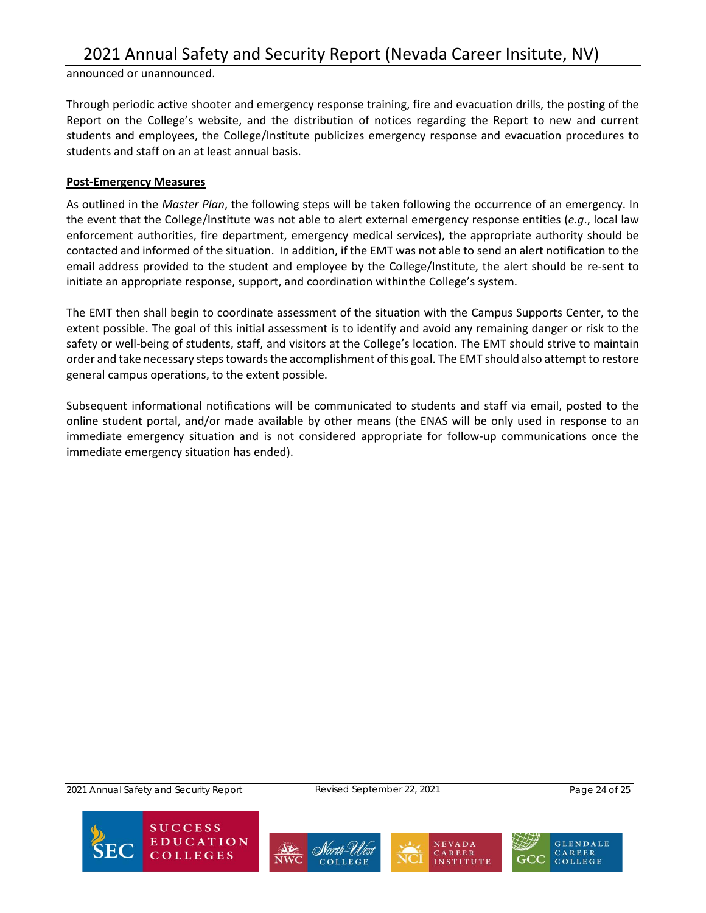announced or unannounced.

Through periodic active shooter and emergency response training, fire and evacuation drills, the posting of the Report on the College's website, and the distribution of notices regarding the Report to new and current students and employees, the College/Institute publicizes emergency response and evacuation procedures to students and staff on an at least annual basis.

**Post-Emergency Measures**

As outlined in the *Master Plan*, the following steps will be taken following the occurrence of an emergency. In the event that the College/Institute was not able to alert external emergency response entities (*e.g.*, local law enforcement authorities, fire department, emergency medical services), the appropriate authority should be contacted and informed of the situation. In addition, if the EMT was not able to send an alert notification to the email address provided to the student and employee by the College/Institute, the alert should be re-sent to initiate an appropriate response, support, and coordination withinthe College's system.

The EMT then shall begin to coordinate assessment of the situation with the Campus Supports Center, to the extent possible. The goal of this initial assessment is to identify and avoid any remaining danger or risk to the safety or well-being of students, staff, and visitors at the College's location. The EMT should strive to maintain order and take necessary steps towards the accomplishment of this goal. The EMT should also attempt to restore general campus operations, to the extent possible.

Subsequent informational notifications will be communicated to students and staff via email, posted to the online student portal, and/or made available by other means (the ENAS will be only used in response to an immediate emergency situation and is not considered appropriate for follow-up communications once the immediate emergency situation has ended).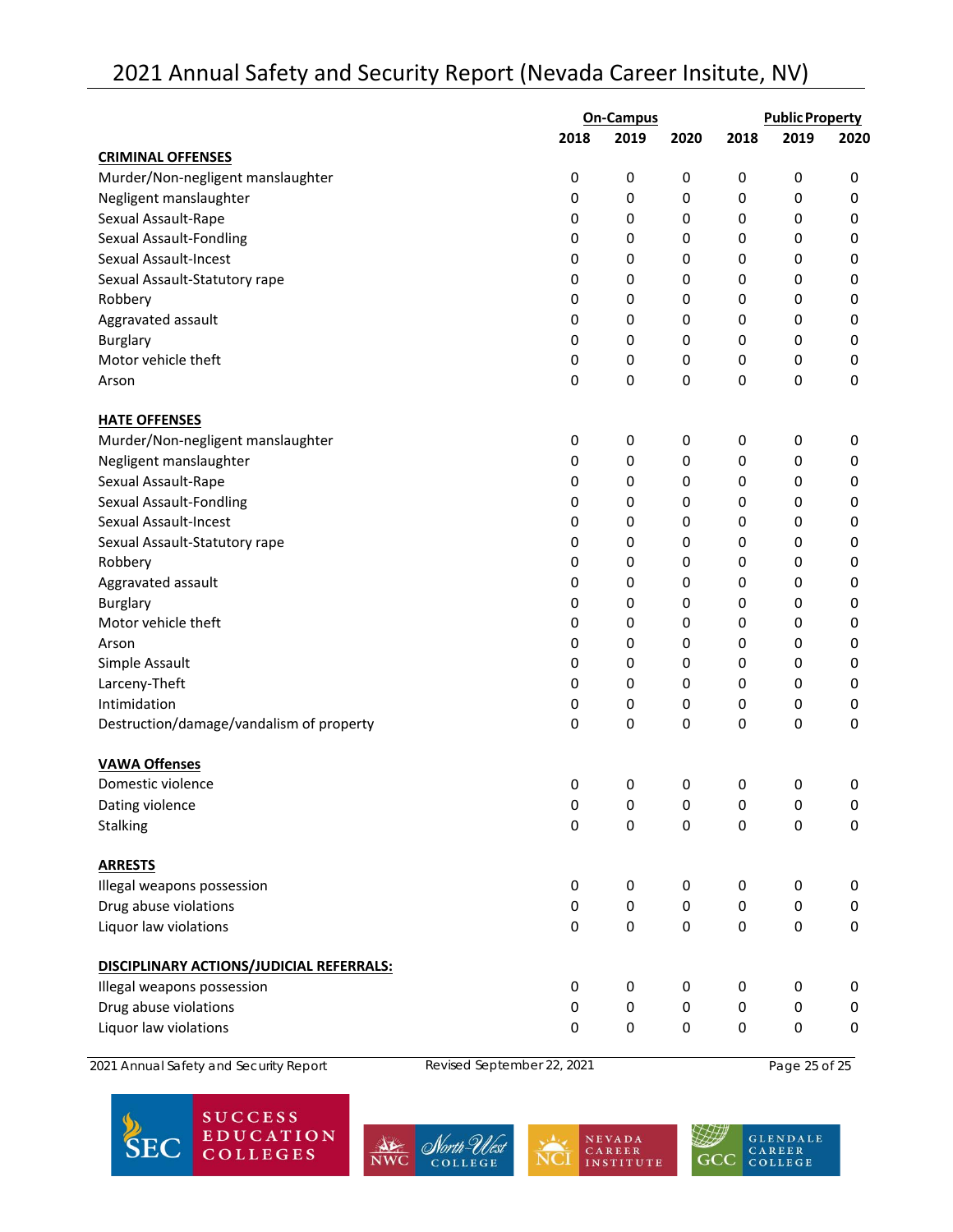# 2021 Annual Safety and Security Report (Nevada Career Insitute, NV)

| | On-Campus | | | Public Property | | |
|---|---|---|---|---|---|---|
| | 2018 | 2019 | 2020 | 2018 | 2019 | 2020 |
| **CRIMINAL OFFENSES** | | | | | | |
| Murder/Non-negligent manslaughter | 0 | 0 | 0 | 0 | 0 | 0 |
| Negligent manslaughter | 0 | 0 | 0 | 0 | 0 | 0 |
| Sexual Assault-Rape | 0 | 0 | 0 | 0 | 0 | 0 |
| Sexual Assault-Fondling | 0 | 0 | 0 | 0 | 0 | 0 |
| Sexual Assault-Incest | 0 | 0 | 0 | 0 | 0 | 0 |
| Sexual Assault-Statutory rape | 0 | 0 | 0 | 0 | 0 | 0 |
| Robbery | 0 | 0 | 0 | 0 | 0 | 0 |
| Aggravated assault | 0 | 0 | 0 | 0 | 0 | 0 |
| Burglary | 0 | 0 | 0 | 0 | 0 | 0 |
| Motor vehicle theft | 0 | 0 | 0 | 0 | 0 | 0 |
| Arson | 0 | 0 | 0 | 0 | 0 | 0 |
| **HATE OFFENSES** | | | | | | |
| Murder/Non-negligent manslaughter | 0 | 0 | 0 | 0 | 0 | 0 |
| Negligent manslaughter | 0 | 0 | 0 | 0 | 0 | 0 |
| Sexual Assault-Rape | 0 | 0 | 0 | 0 | 0 | 0 |
| Sexual Assault-Fondling | 0 | 0 | 0 | 0 | 0 | 0 |
| Sexual Assault-Incest | 0 | 0 | 0 | 0 | 0 | 0 |
| Sexual Assault-Statutory rape | 0 | 0 | 0 | 0 | 0 | 0 |
| Robbery | 0 | 0 | 0 | 0 | 0 | 0 |
| Aggravated assault | 0 | 0 | 0 | 0 | 0 | 0 |
| Burglary | 0 | 0 | 0 | 0 | 0 | 0 |
| Motor vehicle theft | 0 | 0 | 0 | 0 | 0 | 0 |
| Arson | 0 | 0 | 0 | 0 | 0 | 0 |
| Simple Assault | 0 | 0 | 0 | 0 | 0 | 0 |
| Larceny-Theft | 0 | 0 | 0 | 0 | 0 | 0 |
| Intimidation | 0 | 0 | 0 | 0 | 0 | 0 |
| Destruction/damage/vandalism of property | 0 | 0 | 0 | 0 | 0 | 0 |
| **VAWA Offenses** | | | | | | |
| Domestic violence | 0 | 0 | 0 | 0 | 0 | 0 |
| Dating violence | 0 | 0 | 0 | 0 | 0 | 0 |
| Stalking | 0 | 0 | 0 | 0 | 0 | 0 |
| **ARRESTS** | | | | | | |
| Illegal weapons possession | 0 | 0 | 0 | 0 | 0 | 0 |
| Drug abuse violations | 0 | 0 | 0 | 0 | 0 | 0 |
| Liquor law violations | 0 | 0 | 0 | 0 | 0 | 0 |
| **DISCIPLINARY ACTIONS/JUDICIAL REFERRALS:** | | | | | | |
| Illegal weapons possession | 0 | 0 | 0 | 0 | 0 | 0 |
| Drug abuse violations | 0 | 0 | 0 | 0 | 0 | 0 |
| Liquor law violations | 0 | 0 | 0 | 0 | 0 | 0 |

Revised September 22, 2021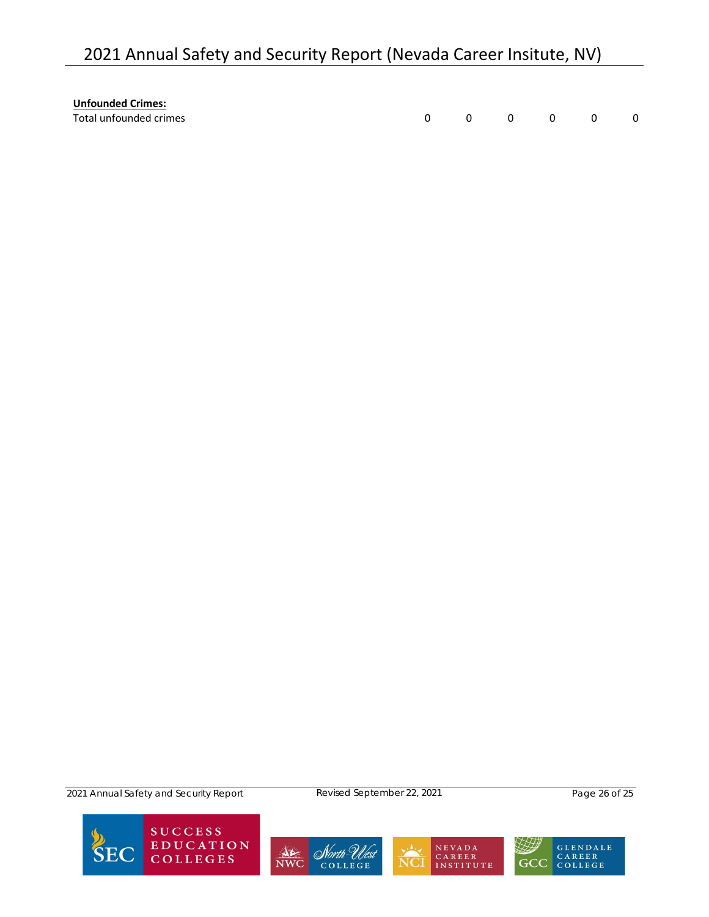**Unfounded Crimes:**

| | | | | | | |
|---|---|---|---|---|---|---|
| Total unfounded crimes | 0 | 0 | 0 | 0 | 0 | 0 |